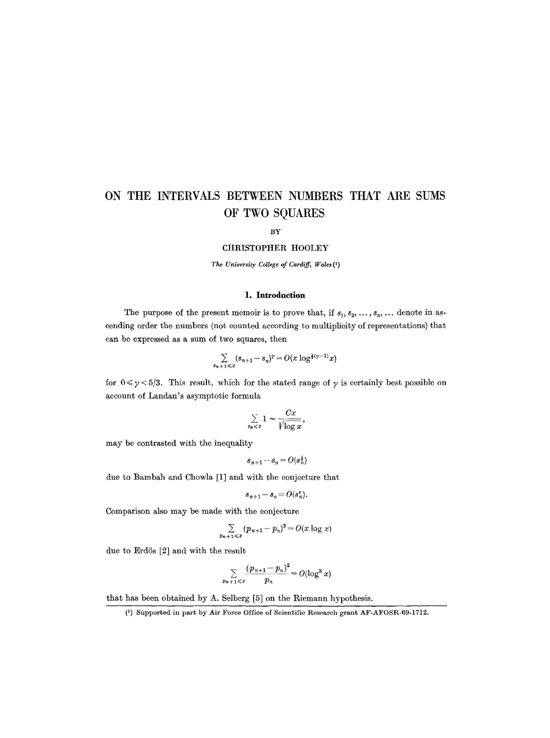# ON THE INTERVALS BETWEEN NUMBERS THAT ARE SUMS OF TWO SQUARES

BY

CHRISTOPHER HOOLEY

*The University College of Cardiff, Wales* (1)

## 1. Introduction

The purpose of the present memoir is to prove that, if $s_1, s_2, \dots, s_n, \dots$ denote in ascending order the numbers (not counted according to multiplicity of representations) that can be expressed as a sum of two squares, then

$$\sum_{s_n+1 \leqslant x} (s_{n+1} - s_n)^\gamma = O(x \log^{\frac{1}{2}(\gamma-1)} x)$$

for $0 \leqslant \gamma < 5/3$. This result, which for the stated range of $\gamma$ is certainly best possible on account of Landau's asymptotic formula

$$\sum_{s_n \leqslant x} 1 \sim \frac{Cx}{\sqrt{\log x}},$$

may be contrasted with the inequality

$$s_{n+1} - s_n = O(s_n^{\frac{1}{4}})$$

due to Bambah and Chowla [1] and with the conjecture that

$$s_{n+1} - s_n = O(s_n^{\varepsilon}).$$

Comparison also may be made with the conjecture

$$\sum_{p_n+1 \leqslant x} (p_{n+1} - p_n)^2 = O(x \log x)$$

due to Erdös [2] and with the result

$$\sum_{p_n+1 \leqslant x} \frac{(p_{n+1} - p_n)^2}{p_n} = O(\log^3 x)$$

that has been obtained by A. Selberg [5] on the Riemann hypothesis.

---

(1) Supported in part by Air Force Office of Scientific Research grant AF-AFOSR-69-1712.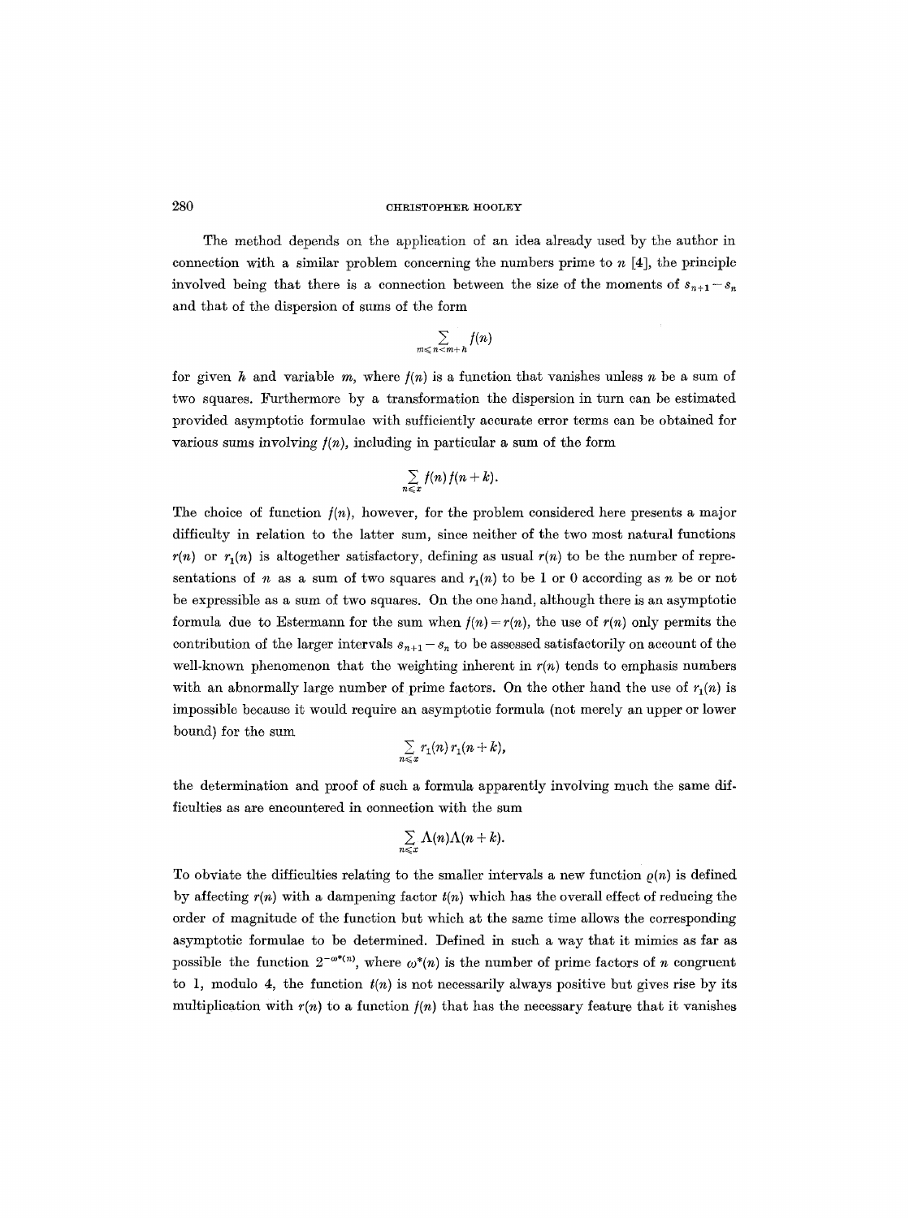The method depends on the application of an idea already used by the author in connection with a similar problem concerning the numbers prime to $n$ [4], the principle involved being that there is a connection between the size of the moments of $s_{n+1}-s_n$ and that of the dispersion of sums of the form

$$\sum_{m \leqslant n < m+h} f(n)$$

for given $h$ and variable $m$, where $f(n)$ is a function that vanishes unless $n$ be a sum of two squares. Furthermore by a transformation the dispersion in turn can be estimated provided asymptotic formulae with sufficiently accurate error terms can be obtained for various sums involving $f(n)$, including in particular a sum of the form

$$\sum_{n \leqslant x} f(n) f(n+k).$$

The choice of function $f(n)$, however, for the problem considered here presents a major difficulty in relation to the latter sum, since neither of the two most natural functions $r(n)$ or $r_1(n)$ is altogether satisfactory, defining as usual $r(n)$ to be the number of representations of $n$ as a sum of two squares and $r_1(n)$ to be 1 or 0 according as $n$ be or not be expressible as a sum of two squares. On the one hand, although there is an asymptotic formula due to Estermann for the sum when $f(n)=r(n)$, the use of $r(n)$ only permits the contribution of the larger intervals $s_{n+1}-s_n$ to be assessed satisfactorily on account of the well-known phenomenon that the weighting inherent in $r(n)$ tends to emphasis numbers with an abnormally large number of prime factors. On the other hand the use of $r_1(n)$ is impossible because it would require an asymptotic formula (not merely an upper or lower bound) for the sum

$$\sum_{n \leqslant x} r_1(n) r_1(n+k),$$

the determination and proof of such a formula apparently involving much the same difficulties as are encountered in connection with the sum

$$\sum_{n \leqslant x} \Lambda(n) \Lambda(n+k).$$

To obviate the difficulties relating to the smaller intervals a new function $\varrho(n)$ is defined by affecting $r(n)$ with a dampening factor $t(n)$ which has the overall effect of reducing the order of magnitude of the function but which at the same time allows the corresponding asymptotic formulae to be determined. Defined in such a way that it mimics as far as possible the function $2^{-\omega^*(n)}$, where $\omega^*(n)$ is the number of prime factors of $n$ congruent to 1, modulo 4, the function $t(n)$ is not necessarily always positive but gives rise by its multiplication with $r(n)$ to a function $f(n)$ that has the necessary feature that it vanishes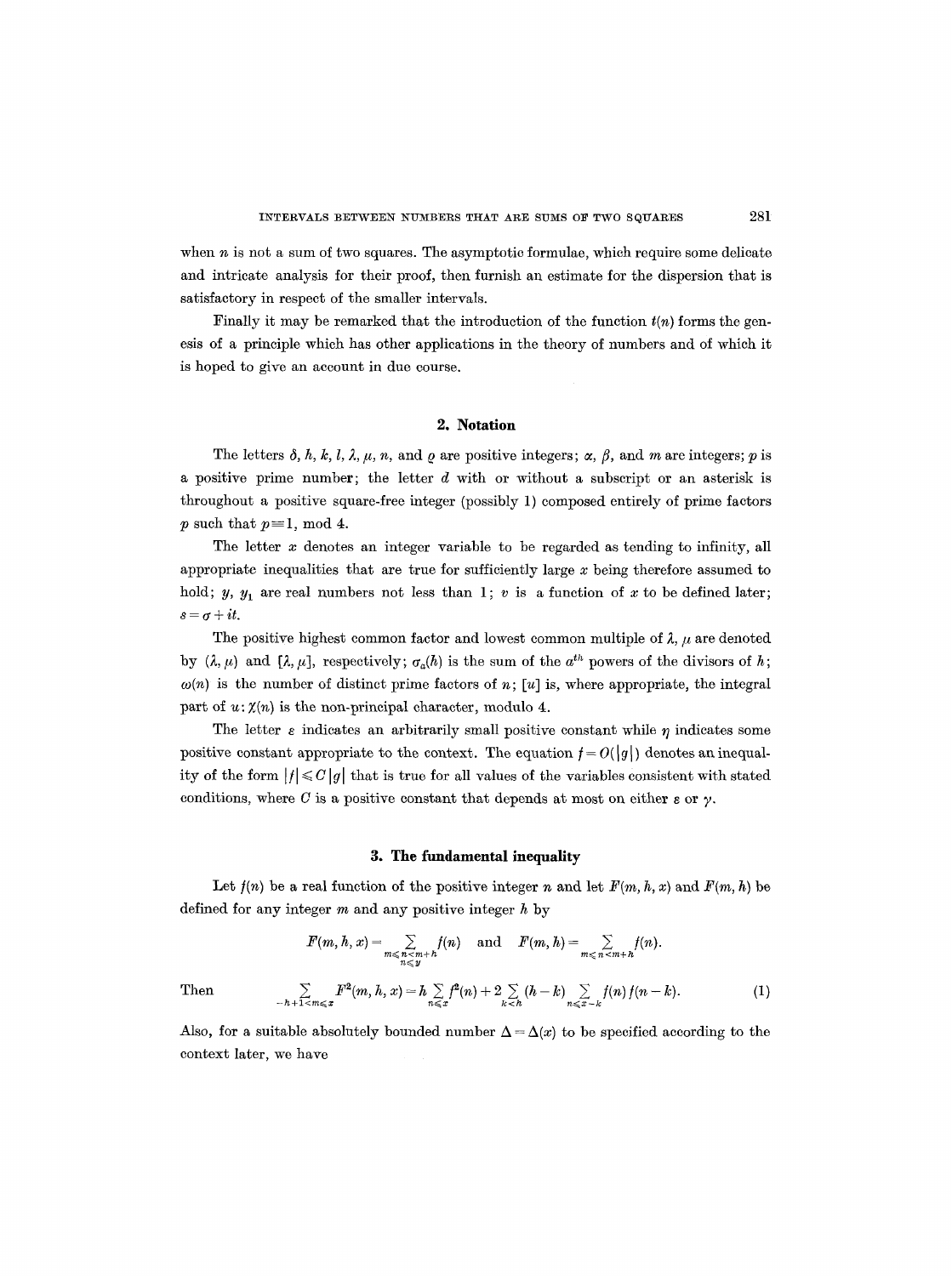when $n$ is not a sum of two squares. The asymptotic formulae, which require some delicate and intricate analysis for their proof, then furnish an estimate for the dispersion that is satisfactory in respect of the smaller intervals.

Finally it may be remarked that the introduction of the function $t(n)$ forms the genesis of a principle which has other applications in the theory of numbers and of which it is hoped to give an account in due course.

## 2. Notation

The letters $\delta$, $h$, $k$, $l$, $\lambda$, $\mu$, $n$, and $\varrho$ are positive integers; $\alpha$, $\beta$, and $m$ are integers; $p$ is a positive prime number; the letter $d$ with or without a subscript or an asterisk is throughout a positive square-free integer (possibly 1) composed entirely of prime factors $p$ such that $p \equiv 1$, mod 4.

The letter $x$ denotes an integer variable to be regarded as tending to infinity, all appropriate inequalities that are true for sufficiently large $x$ being therefore assumed to hold; $y$, $y_1$ are real numbers not less than 1; $v$ is a function of $x$ to be defined later; $s = \sigma + it$.

The positive highest common factor and lowest common multiple of $\lambda$, $\mu$ are denoted by $(\lambda, \mu)$ and $[\lambda, \mu]$, respectively; $\sigma_a(h)$ is the sum of the $a^{th}$ powers of the divisors of $h$; $\omega(n)$ is the number of distinct prime factors of $n$; $[u]$ is, where appropriate, the integral part of $u$: $\chi(n)$ is the non-principal character, modulo 4.

The letter $\varepsilon$ indicates an arbitrarily small positive constant while $\eta$ indicates some positive constant appropriate to the context. The equation $f = O(|g|)$ denotes an inequality of the form $|f| \leqslant C|g|$ that is true for all values of the variables consistent with stated conditions, where $C$ is a positive constant that depends at most on either $\varepsilon$ or $\gamma$.

## 3. The fundamental inequality

Let $f(n)$ be a real function of the positive integer $n$ and let $F(m, h, x)$ and $F(m, h)$ be defined for any integer $m$ and any positive integer $h$ by

$$F(m, h, x) = \sum_{\substack{m \leqslant n < m+h \\ n \leqslant y}} f(n) \quad \text{and} \quad F(m, h) = \sum_{m \leqslant n < m+h} f(n).$$

Then

$$\sum_{-h+1 < m \leqslant x} F^2(m, h, x) = h \sum_{n \leqslant x} f^2(n) + 2 \sum_{k < h} (h - k) \sum_{n \leqslant x - k} f(n) f(n-k). \tag{1}$$

Also, for a suitable absolutely bounded number $\Delta = \Delta(x)$ to be specified according to the context later, we have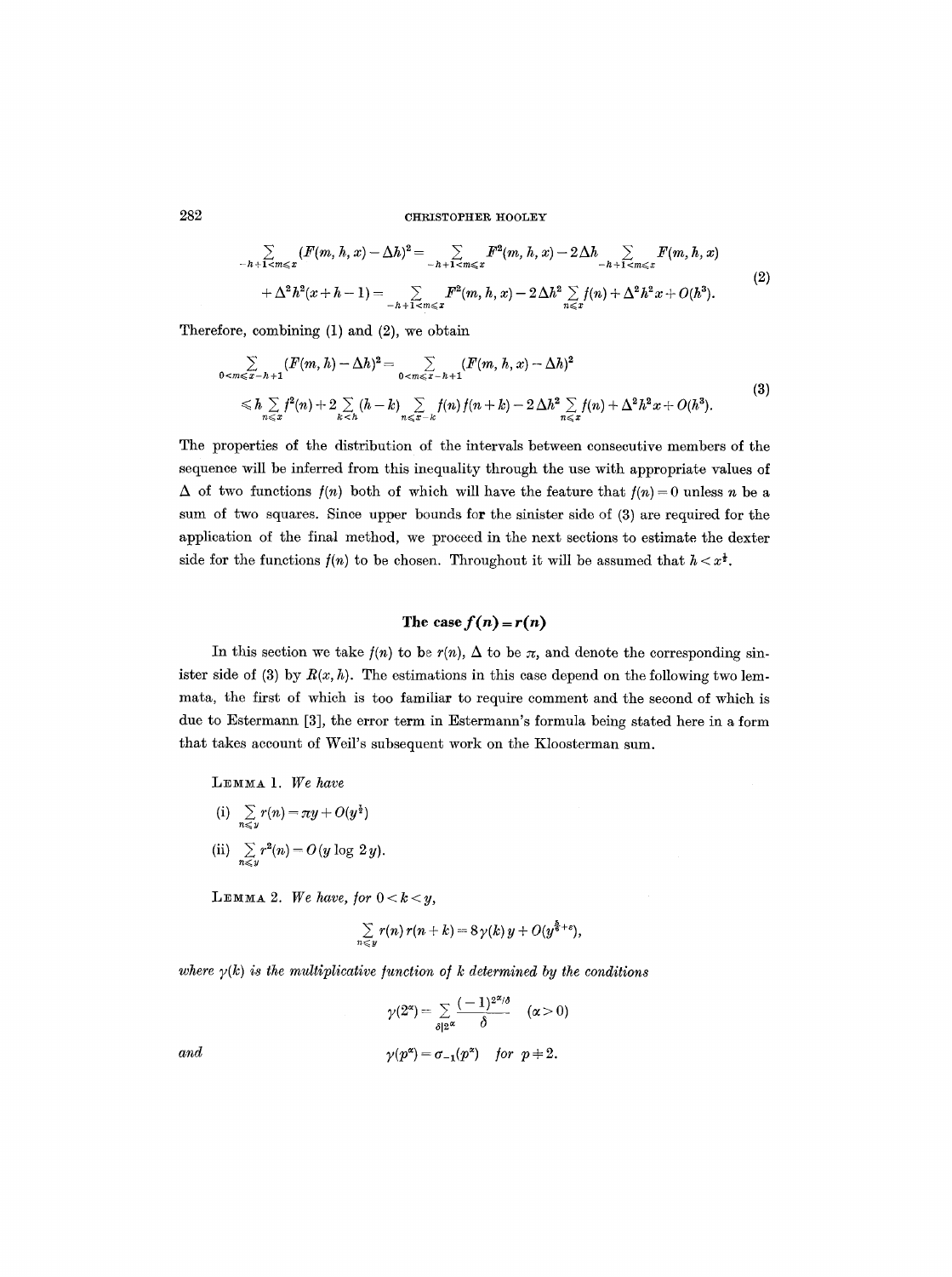$$
\begin{aligned}
\sum_{-h+1<m\leqslant x} (F(m,h,x)-\Delta h)^2 &= \sum_{-h+1<m\leqslant x} F^2(m,h,x) - 2\Delta h \sum_{-h+1<m\leqslant x} F(m,h,x) \\
&\quad + \Delta^2 h^2(x+h-1) = \sum_{-h+1<m\leqslant x} F^2(m,h,x) - 2\Delta h^2 \sum_{n\leqslant x} f(n) + \Delta^2 h^2 x + O(h^3).
\end{aligned}
\tag{2}
$$

Therefore, combining (1) and (2), we obtain

$$
\begin{aligned}
\sum_{0<m\leqslant x-h+1} (F(m,h)-\Delta h)^2 &= \sum_{0<m\leqslant x-h+1} (F(m,h,x)-\Delta h)^2 \\
&\leqslant h\sum_{n\leqslant x} f^2(n) + 2\sum_{k<h}(h-k)\sum_{n\leqslant x-k} f(n)f(n+k) - 2\Delta h^2 \sum_{n\leqslant x} f(n) + \Delta^2 h^2 x + O(h^3).
\end{aligned}
\tag{3}
$$

The properties of the distribution of the intervals between consecutive members of the sequence will be inferred from this inequality through the use with appropriate values of $\Delta$ of two functions $f(n)$ both of which will have the feature that $f(n)=0$ unless $n$ be a sum of two squares. Since upper bounds for the sinister side of (3) are required for the application of the final method, we proceed in the next sections to estimate the dexter side for the functions $f(n)$ to be chosen. Throughout it will be assumed that $h<x^{\frac{1}{4}}$.

## The case $f(n)=r(n)$

In this section we take $f(n)$ to be $r(n)$, $\Delta$ to be $\pi$, and denote the corresponding sinister side of (3) by $R(x,h)$. The estimations in this case depend on the following two lemmata, the first of which is too familiar to require comment and the second of which is due to Estermann [3], the error term in Estermann's formula being stated here in a form that takes account of Weil's subsequent work on the Kloosterman sum.

LEMMA 1. *We have*

(i) $\sum_{n\leqslant y} r(n) = \pi y + O(y^{\frac{1}{3}})$

(ii) $\sum_{n\leqslant y} r^2(n) = O(y\log 2y)$.

LEMMA 2. *We have, for* $0<k<y$,

$$
\sum_{n\leqslant y} r(n)r(n+k) = 8\gamma(k)y + O(y^{\frac{5}{6}+\varepsilon}),
$$

*where* $\gamma(k)$ *is the multiplicative function of* $k$ *determined by the conditions*

$$
\gamma(2^\alpha) = \sum_{\delta\mid 2^\alpha} \frac{(-1)^{2^\alpha/\delta}}{\delta} \quad (\alpha>0)
$$

and

$$
\gamma(p^\alpha) = \sigma_{-1}(p^\alpha) \quad \textit{for } p\neq 2.
$$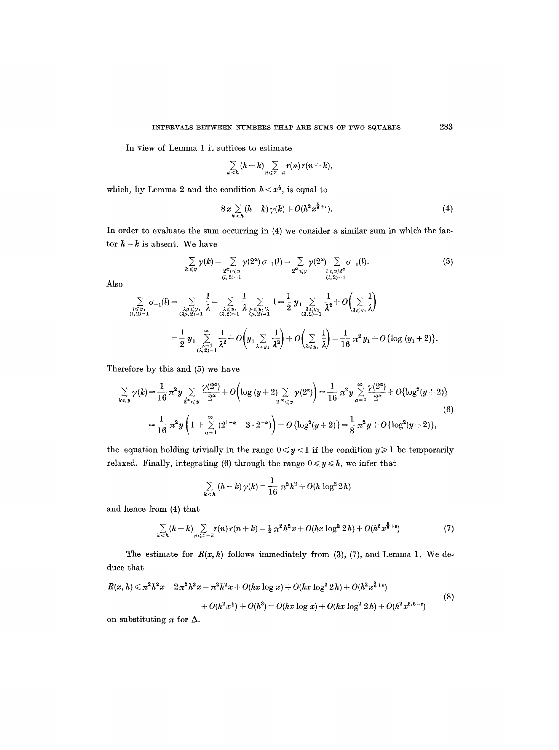In view of Lemma 1 it suffices to estimate

$$\sum_{k<h} (h-k) \sum_{n \leqslant x-k} r(n) r(n+k),$$

which, by Lemma 2 and the condition $h < x^{\frac{1}{2}}$, is equal to

$$8x \sum_{k<h} (h-k) \gamma(k) + O(h^2 x^{\frac{5}{6}+\varepsilon}). \tag{4}$$

In order to evaluate the sum occurring in (4) we consider a similar sum in which the factor $h-k$ is absent. We have

$$\sum_{k \leqslant y} \gamma(k) = \sum_{\substack{2^\alpha l \leqslant y \\ (l,2)=1}} \gamma(2^\alpha) \sigma_{-1}(l) = \sum_{2^\alpha \leqslant y} \gamma(2^\alpha) \sum_{\substack{l \leqslant y/2^\alpha \\ (l,2)=1}} \sigma_{-1}(l). \tag{5}$$

Also

$$\sum_{\substack{l \leqslant y_1 \\ (l,2)=1}} \sigma_{-1}(l) = \sum_{\substack{\lambda\mu \leqslant y_1 \\ (\lambda\mu,2)=1}} \frac{1}{\lambda} = \sum_{\substack{\lambda \leqslant y_1 \\ (\lambda,2)=1}} \frac{1}{\lambda} \sum_{\substack{\mu \leqslant y_1/\lambda \\ (\mu,2)=1}} 1 = \frac{1}{2} y_1 \sum_{\substack{\lambda \leqslant y_1 \\ (\lambda,2)=1}} \frac{1}{\lambda^2} + O\left(\sum_{\lambda \leqslant y_1} \frac{1}{\lambda}\right)$$

$$= \frac{1}{2} y_1 \sum_{\substack{\lambda=1 \\ (\lambda,2)=1}}^{\infty} \frac{1}{\lambda^2} + O\left(y_1 \sum_{\lambda > y_1} \frac{1}{\lambda^2}\right) + O\left(\sum_{\lambda \leqslant y_1} \frac{1}{\lambda}\right) = \frac{1}{16} \pi^2 y_1 + O\{\log(y_1+2)\}.$$

Therefore by this and (5) we have

$$\sum_{k \leqslant y} \gamma(k) = \frac{1}{16} \pi^2 y \sum_{2^\alpha \leqslant y} \frac{\gamma(2^\alpha)}{2^\alpha} + O\left(\log(y+2) \sum_{2^\alpha \leqslant y} \gamma(2^\alpha)\right) = \frac{1}{16} \pi^2 y \sum_{\alpha=0}^{\infty} \frac{\gamma(2^\alpha)}{2^\alpha} + O\{\log^2(y+2)\}$$

$$= \frac{1}{16} \pi^2 y \left(1 + \sum_{\alpha=1}^{\infty} (2^{1-\alpha} - 3 \cdot 2^{-\alpha})\right) + O\{\log^2(y+2)\} = \frac{1}{8} \pi^2 y + O\{\log^2(y+2)\}, \tag{6}$$

the equation holding trivially in the range $0 \leqslant y < 1$ if the condition $y \geqslant 1$ be temporarily relaxed. Finally, integrating (6) through the range $0 \leqslant y \leqslant h$, we infer that

$$\sum_{k<h} (h-k) \gamma(k) = \frac{1}{16} \pi^2 h^2 + O(h \log^2 2h)$$

and hence from (4) that

$$\sum_{k<h} (h-k) \sum_{n \leqslant x-k} r(n) r(n+k) = \tfrac{1}{2} \pi^2 h^2 x + O(hx \log^2 2h) + O(h^2 x^{\frac{5}{6}+\varepsilon}) \tag{7}$$

The estimate for $R(x, h)$ follows immediately from (3), (7), and Lemma 1. We deduce that

$$R(x,h) \leqslant \pi^2 h^2 x - 2\pi^2 h^2 x + \pi^2 h^2 x + O(hx \log x) + O(hx \log^2 2h) + O(h^2 x^{\frac{5}{6}+\varepsilon})$$
$$+ O(h^2 x^{\frac{1}{2}}) + O(h^3) = O(hx \log x) + O(hx \log^2 2h) + O(h^2 x^{5/6+\varepsilon}) \tag{8}$$

on substituting $\pi$ for $\Delta$.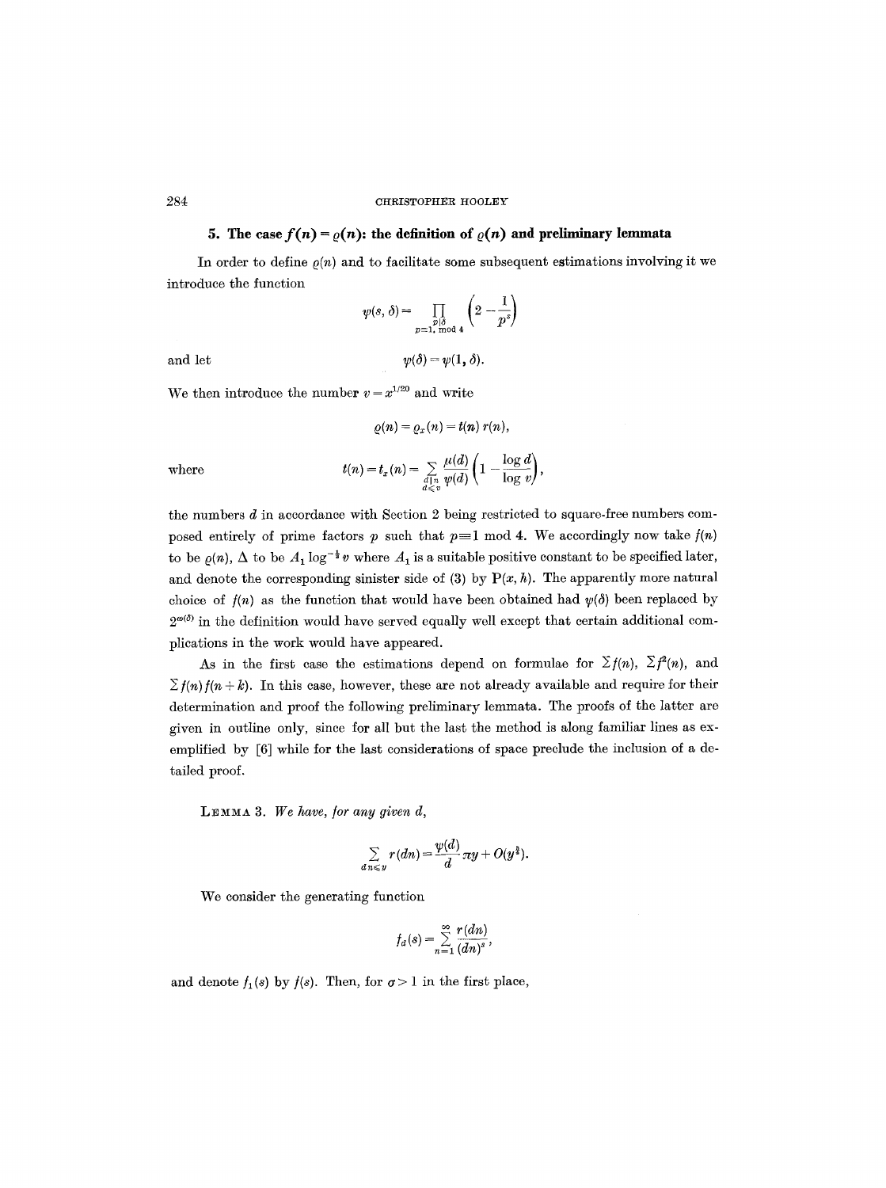## 5. The case $f(n) = \varrho(n)$: the definition of $\varrho(n)$ and preliminary lemmata

In order to define $\varrho(n)$ and to facilitate some subsequent estimations involving it we introduce the function

$$\psi(s, \delta) = \prod_{\substack{p \mid \delta \\ p \equiv 1, \bmod 4}} \left(2 - \frac{1}{p^s}\right)$$

and let

$$\psi(\delta) = \psi(1, \delta).$$

We then introduce the number $v = x^{1/20}$ and write

$$\varrho(n) = \varrho_x(n) = t(n)\, r(n),$$

where

$$t(n) = t_x(n) = \sum_{\substack{d \mid n \\ d \leqslant v}} \frac{\mu(d)}{\psi(d)} \left(1 - \frac{\log d}{\log v}\right),$$

the numbers $d$ in accordance with Section 2 being restricted to square-free numbers composed entirely of prime factors $p$ such that $p \equiv 1 \bmod 4$. We accordingly now take $f(n)$ to be $\varrho(n)$, $\Delta$ to be $A_1 \log^{-\frac{1}{2}} v$ where $A_1$ is a suitable positive constant to be specified later, and denote the corresponding sinister side of (3) by $\mathrm{P}(x, h)$. The apparently more natural choice of $f(n)$ as the function that would have been obtained had $\psi(\delta)$ been replaced by $2^{\omega(\delta)}$ in the definition would have served equally well except that certain additional complications in the work would have appeared.

As in the first case the estimations depend on formulae for $\sum f(n)$, $\sum f^2(n)$, and $\sum f(n) f(n+k)$. In this case, however, these are not already available and require for their determination and proof the following preliminary lemmata. The proofs of the latter are given in outline only, since for all but the last the method is along familiar lines as exemplified by [6] while for the last considerations of space preclude the inclusion of a detailed proof.

LEMMA 3. *We have, for any given d,*

$$\sum_{dn \leqslant y} r(dn) = \frac{\psi(d)}{d} \pi y + O(y^{\frac{2}{3}}).$$

We consider the generating function

$$f_d(s) = \sum_{n=1}^{\infty} \frac{r(dn)}{(dn)^s},$$

and denote $f_1(s)$ by $f(s)$. Then, for $\sigma > 1$ in the first place,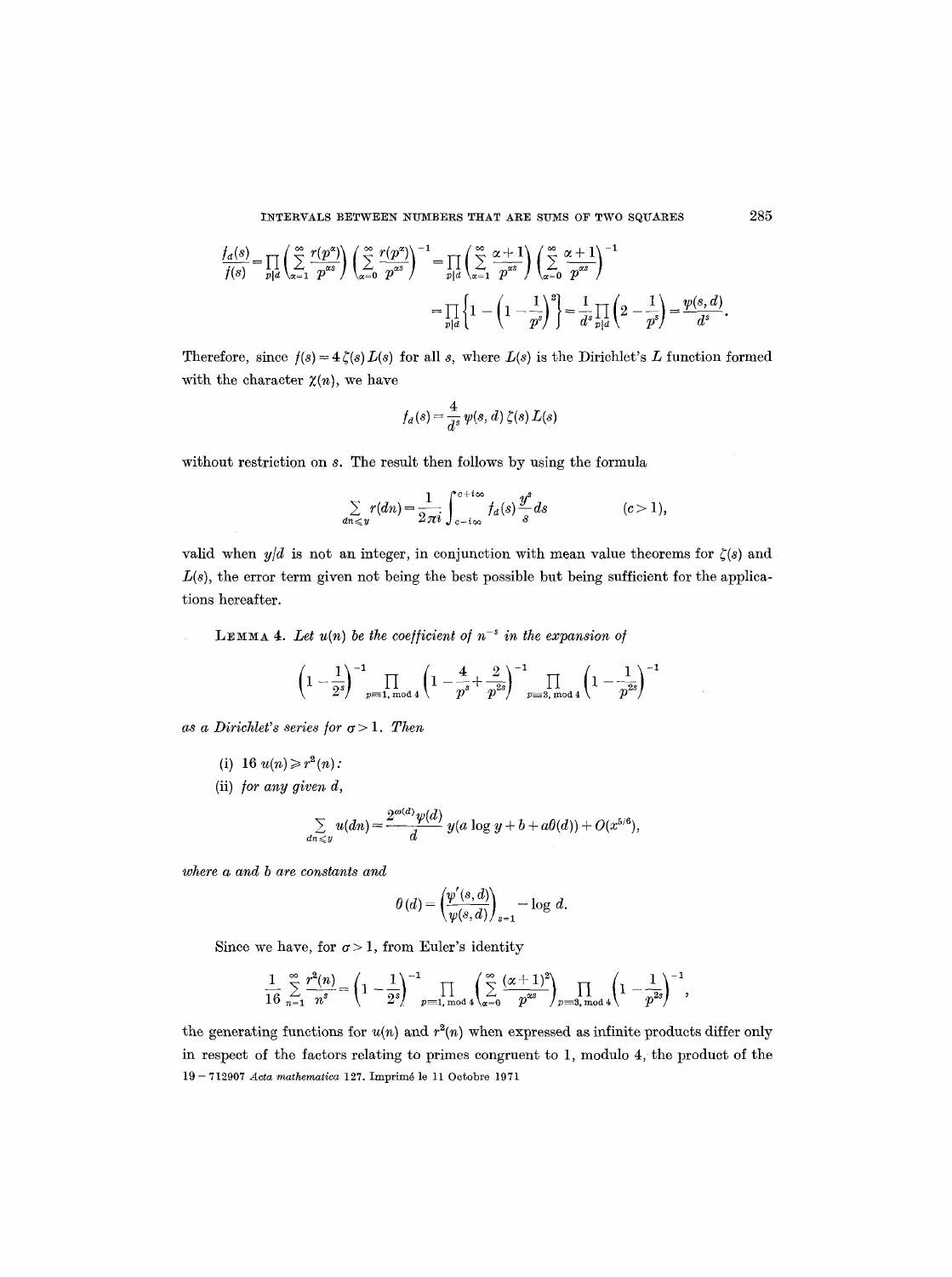$$\frac{f_d(s)}{f(s)} = \prod_{p|d} \left( \sum_{\alpha=1}^{\infty} \frac{r(p^\alpha)}{p^{\alpha s}} \right) \left( \sum_{\alpha=0}^{\infty} \frac{r(p^\alpha)}{p^{\alpha s}} \right)^{-1} = \prod_{p|d} \left( \sum_{\alpha=1}^{\infty} \frac{\alpha+1}{p^{\alpha s}} \right) \left( \sum_{\alpha=0}^{\infty} \frac{\alpha+1}{p^{\alpha s}} \right)^{-1}$$

$$= \prod_{p|d} \left\{ 1 - \left( 1 - \frac{1}{p^s} \right)^2 \right\} = \frac{1}{d^s} \prod_{p|d} \left( 2 - \frac{1}{p^s} \right) = \frac{\psi(s,d)}{d^s}.$$

Therefore, since $f(s) = 4\zeta(s)L(s)$ for all $s$, where $L(s)$ is the Dirichlet's $L$ function formed with the character $\chi(n)$, we have

$$f_d(s) = \frac{4}{d^s} \psi(s,d)\, \zeta(s)\, L(s)$$

without restriction on $s$. The result then follows by using the formula

$$\sum_{dn \leq y} r(dn) = \frac{1}{2\pi i} \int_{c-i\infty}^{c+i\infty} f_d(s) \frac{y^s}{s} ds \qquad (c > 1),$$

valid when $y/d$ is not an integer, in conjunction with mean value theorems for $\zeta(s)$ and $L(s)$, the error term given not being the best possible but being sufficient for the applications hereafter.

LEMMA 4. *Let $u(n)$ be the coefficient of $n^{-s}$ in the expansion of*

$$\left( 1 - \frac{1}{2^s} \right)^{-1} \prod_{p \equiv 1, \bmod 4} \left( 1 - \frac{4}{p^s} + \frac{2}{p^{2s}} \right)^{-1} \prod_{p \equiv 3, \bmod 4} \left( 1 - \frac{1}{p^{2s}} \right)^{-1}$$

*as a Dirichlet's series for $\sigma > 1$. Then*

(i) $16\, u(n) \geq r^2(n)$:

(ii) *for any given $d$,*

$$\sum_{dn \leq y} u(dn) = \frac{2^{\omega(d)} \psi(d)}{d} y(a \log y + b + a\theta(d)) + O(x^{5/6}),$$

*where $a$ and $b$ are constants and*

$$\theta(d) = \left( \frac{\psi'(s,d)}{\psi(s,d)} \right)_{s=1} - \log d.$$

Since we have, for $\sigma > 1$, from Euler's identity

$$\frac{1}{16} \sum_{n=1}^{\infty} \frac{r^2(n)}{n^s} = \left( 1 - \frac{1}{2^s} \right)^{-1} \prod_{p \equiv 1, \bmod 4} \left( \sum_{\alpha=0}^{\infty} \frac{(\alpha+1)^2}{p^{\alpha s}} \right) \prod_{p \equiv 3, \bmod 4} \left( 1 - \frac{1}{p^{2s}} \right)^{-1},$$

the generating functions for $u(n)$ and $r^2(n)$ when expressed as infinite products differ only in respect of the factors relating to primes congruent to 1, modulo 4, the product of the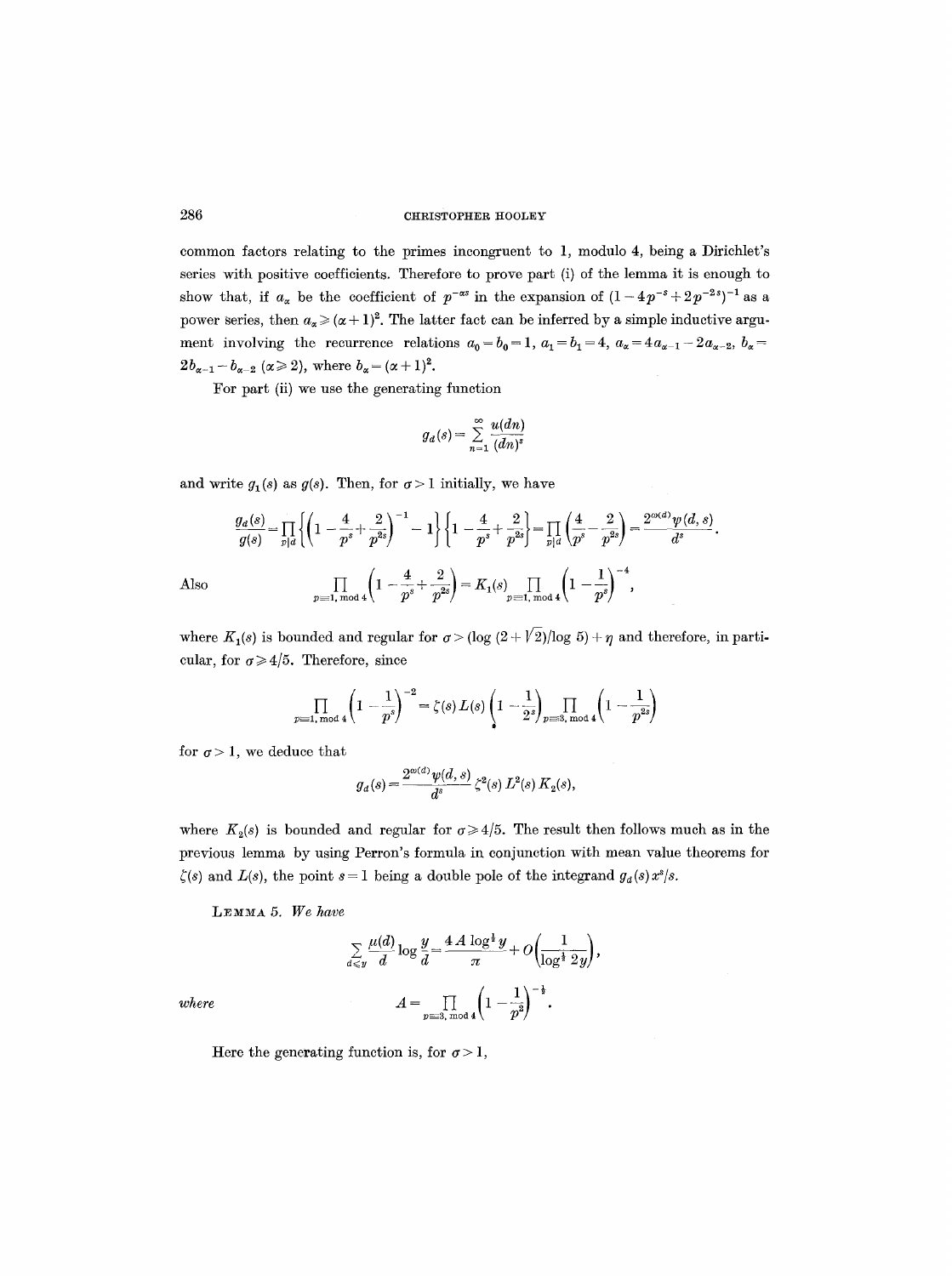common factors relating to the primes incongruent to 1, modulo 4, being a Dirichlet's series with positive coefficients. Therefore to prove part (i) of the lemma it is enough to show that, if $a_\alpha$ be the coefficient of $p^{-\alpha s}$ in the expansion of $(1-4p^{-s}+2p^{-2s})^{-1}$ as a power series, then $a_\alpha \geqslant (\alpha+1)^2$. The latter fact can be inferred by a simple inductive argument involving the recurrence relations $a_0 = b_0 = 1$, $a_1 = b_1 = 4$, $a_\alpha = 4a_{\alpha-1} - 2a_{\alpha-2}$, $b_\alpha = 2b_{\alpha-1} - b_{\alpha-2}$ $(\alpha \geqslant 2)$, where $b_\alpha = (\alpha+1)^2$.

For part (ii) we use the generating function

$$g_d(s) = \sum_{n=1}^{\infty} \frac{u(dn)}{(dn)^s}$$

and write $g_1(s)$ as $g(s)$. Then, for $\sigma > 1$ initially, we have

$$\frac{g_d(s)}{g(s)} = \prod_{p \mid d} \left\{ \left(1 - \frac{4}{p^s} + \frac{2}{p^{2s}}\right)^{-1} - 1 \right\} \left\{ 1 - \frac{4}{p^s} + \frac{2}{p^{2s}} \right\} = \prod_{p \mid d} \left( \frac{4}{p^s} - \frac{2}{p^{2s}} \right) = \frac{2^{\omega(d)} \psi(d,s)}{d^s}.$$

Also

$$\prod_{p \equiv 1,\, \mathrm{mod}\, 4} \left(1 - \frac{4}{p^s} + \frac{2}{p^{2s}}\right) = K_1(s) \prod_{p \equiv 1,\, \mathrm{mod}\, 4} \left(1 - \frac{1}{p^s}\right)^{-4},$$

where $K_1(s)$ is bounded and regular for $\sigma > (\log(2+\sqrt{2})/\log 5) + \eta$ and therefore, in particular, for $\sigma \geqslant 4/5$. Therefore, since

$$\prod_{p \equiv 1,\, \mathrm{mod}\, 4} \left(1 - \frac{1}{p^s}\right)^{-2} = \zeta(s) L(s) \left(1 - \frac{1}{2^s}\right) \prod_{p \equiv 3,\, \mathrm{mod}\, 4} \left(1 - \frac{1}{p^{2s}}\right)$$

for $\sigma > 1$, we deduce that

$$g_d(s) = \frac{2^{\omega(d)} \psi(d,s)}{d^s} \zeta^2(s) L^2(s) K_2(s),$$

where $K_2(s)$ is bounded and regular for $\sigma \geqslant 4/5$. The result then follows much as in the previous lemma by using Perron's formula in conjunction with mean value theorems for $\zeta(s)$ and $L(s)$, the point $s=1$ being a double pole of the integrand $g_d(s)x^s/s$.

**Lemma 5.** *We have*

$$\sum_{d \leqslant y} \frac{\mu(d)}{d} \log \frac{y}{d} = \frac{4A \log^{\frac{1}{2}} y}{\pi} + O\left(\frac{1}{\log^{\frac{1}{2}} 2y}\right),$$

*where*

$$A = \prod_{p \equiv 3,\, \mathrm{mod}\, 4} \left(1 - \frac{1}{p^2}\right)^{-\frac{1}{2}}.$$

Here the generating function is, for $\sigma > 1$,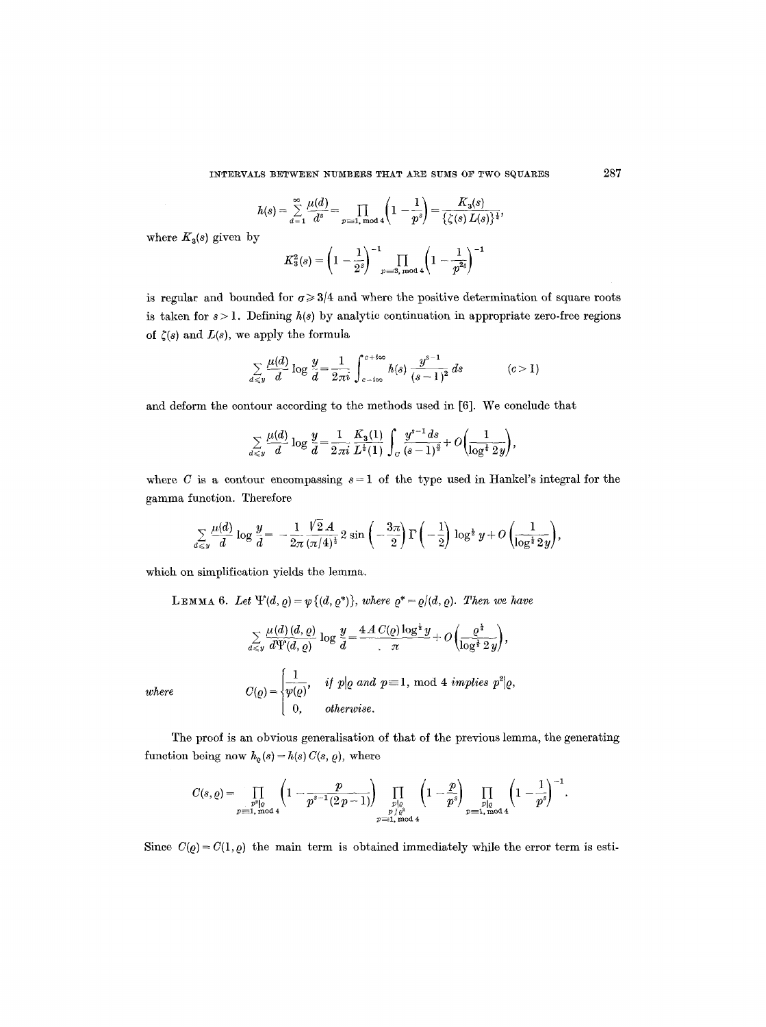$$h(s) = \sum_{d=1}^{\infty} \frac{\mu(d)}{d^s} = \prod_{p \equiv 1, \bmod 4} \left(1 - \frac{1}{p^s}\right) = \frac{K_3(s)}{\{\zeta(s) L(s)\}^{\frac{1}{2}}},$$

where $K_3(s)$ given by

$$K_3^2(s) = \left(1 - \frac{1}{2^s}\right)^{-1} \prod_{p \equiv 3, \bmod 4} \left(1 - \frac{1}{p^{2s}}\right)^{-1}$$

is regular and bounded for $\sigma \geqslant 3/4$ and where the positive determination of square roots is taken for $s > 1$. Defining $h(s)$ by analytic continuation in appropriate zero-free regions of $\zeta(s)$ and $L(s)$, we apply the formula

$$\sum_{d \leqslant y} \frac{\mu(d)}{d} \log \frac{y}{d} = \frac{1}{2\pi i} \int_{c-i\infty}^{c+i\infty} h(s) \frac{y^{s-1}}{(s-1)^2} ds \qquad (c > 1)$$

and deform the contour according to the methods used in [6]. We conclude that

$$\sum_{d \leqslant y} \frac{\mu(d)}{d} \log \frac{y}{d} = \frac{1}{2\pi i} \frac{K_3(1)}{L^{\frac{1}{2}}(1)} \int_C \frac{y^{s-1} ds}{(s-1)^{\frac{3}{2}}} + O\left(\frac{1}{\log^{\frac{1}{2}} 2y}\right),$$

where $C$ is a contour encompassing $s = 1$ of the type used in Hankel's integral for the gamma function. Therefore

$$\sum_{d \leqslant y} \frac{\mu(d)}{d} \log \frac{y}{d} = -\frac{1}{2\pi} \frac{\sqrt{2}\, A}{(\pi/4)^{\frac{1}{2}}} 2 \sin\left(-\frac{3\pi}{2}\right) \Gamma\left(-\frac{1}{2}\right) \log^{\frac{1}{2}} y + O\left(\frac{1}{\log^{\frac{1}{2}} 2y}\right),$$

which on simplification yields the lemma.

**Lemma 6.** *Let $\Psi(d, \varrho) = \psi\{(d, \varrho^*)\}$, where $\varrho^* = \varrho/(d, \varrho)$. Then we have*

$$\sum_{d \leqslant y} \frac{\mu(d)\,(d, \varrho)}{d \Psi(d, \varrho)} \log \frac{y}{d} = \frac{4A\, C(\varrho) \log^{\frac{1}{2}} y}{\pi} + O\left(\frac{\varrho^{\frac{1}{2}}}{\log^{\frac{1}{2}} 2y}\right),$$

*where*

$$C(\varrho) = \begin{cases} \dfrac{1}{\psi(\varrho)}, & \text{if } p \mid \varrho \text{ and } p \equiv 1, \bmod 4 \text{ implies } p^2 \mid \varrho, \\ 0, & \text{otherwise.} \end{cases}$$

The proof is an obvious generalisation of that of the previous lemma, the generating function being now $h_\varrho(s) = h(s)\, C(s, \varrho)$, where

$$C(s, \varrho) = \prod_{\substack{p^2 \mid \varrho \\ p \equiv 1, \bmod 4}} \left(1 - \frac{p}{p^{s-1}(2p-1)}\right) \prod_{\substack{p \mid \varrho \\ p \nmid \varrho^2 \\ p \equiv 1, \bmod 4}} \left(1 - \frac{p}{p^s}\right) \prod_{\substack{p \mid \varrho \\ p \equiv 1, \bmod 4}} \left(1 - \frac{1}{p^s}\right)^{-1}.$$

Since $C(\varrho) = C(1, \varrho)$ the main term is obtained immediately while the error term is esti-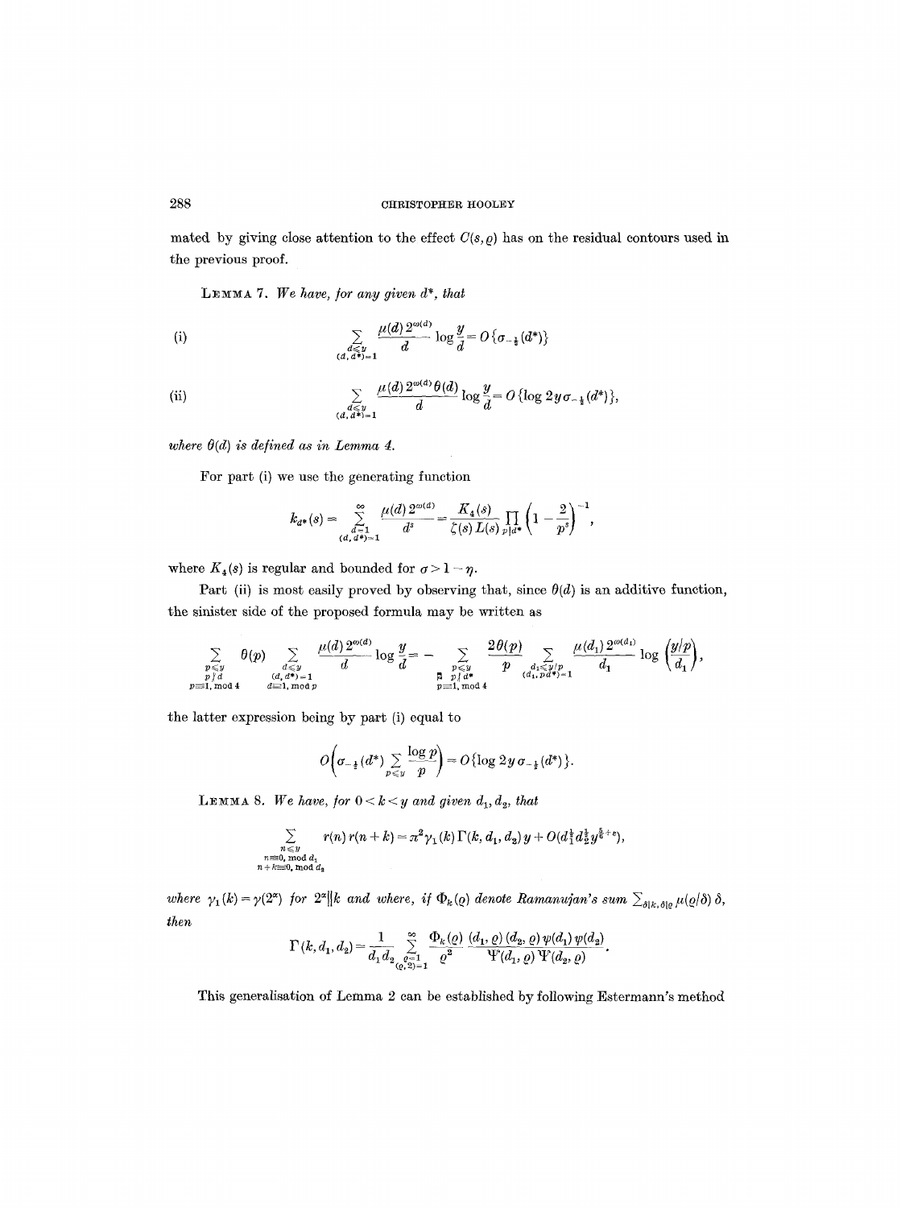mated by giving close attention to the effect $C(s, \varrho)$ has on the residual contours used in the previous proof.

LEMMA 7. *We have, for any given $d^*$, that*

(i)
$$\sum_{\substack{d \leqslant y \\ (d, d^*)=1}} \frac{\mu(d) 2^{\omega(d)}}{d} \log \frac{y}{d} = O\{\sigma_{-\frac{1}{2}}(d^*)\}$$

(ii)
$$\sum_{\substack{d \leqslant y \\ (d, d^*)=1}} \frac{\mu(d) 2^{\omega(d)} \theta(d)}{d} \log \frac{y}{d} = O\{\log 2y\, \sigma_{-\frac{1}{2}}(d^*)\},$$

*where $\theta(d)$ is defined as in Lemma 4.*

For part (i) we use the generating function

$$k_{d^*}(s) = \sum_{\substack{d=1 \\ (d, d^*)=1}}^{\infty} \frac{\mu(d) 2^{\omega(d)}}{d^s} = \frac{K_4(s)}{\zeta(s) L(s)} \prod_{p \mid d^*} \left(1 - \frac{2}{p^s}\right)^{-1},$$

where $K_4(s)$ is regular and bounded for $\sigma > 1 - \eta$.

Part (ii) is most easily proved by observing that, since $\theta(d)$ is an additive function, the sinister side of the proposed formula may be written as

$$\sum_{\substack{p \leqslant y \\ p \mid d \\ p \equiv 1,\, \mathrm{mod}\, 4}} \theta(p) \sum_{\substack{d \leqslant y \\ (d, d^*)=1 \\ d \equiv 1,\, \mathrm{mod}\, p}} \frac{\mu(d) 2^{\omega(d)}}{d} \log \frac{y}{d} = - \sum_{\substack{p \leqslant y \\ p \nmid d^* \\ p \equiv 1,\, \mathrm{mod}\, 4}} \frac{2\theta(p)}{p} \sum_{\substack{d_1 \leqslant y/p \\ (d_1, pd^*)=1}} \frac{\mu(d_1) 2^{\omega(d_1)}}{d_1} \log\left(\frac{y/p}{d_1}\right),$$

the latter expression being by part (i) equal to

$$O\left(\sigma_{-\frac{1}{2}}(d^*) \sum_{p \leqslant y} \frac{\log p}{p}\right) = O\{\log 2y\, \sigma_{-\frac{1}{2}}(d^*)\}.$$

LEMMA 8. *We have, for $0 < k < y$ and given $d_1, d_2$, that*

$$\sum_{\substack{n \leqslant y \\ n \equiv 0,\, \mathrm{mod}\, d_1 \\ n+k \equiv 0,\, \mathrm{mod}\, d_2}} r(n) r(n+k) = \pi^2 \gamma_1(k) \Gamma(k, d_1, d_2) y + O(d_1^{\frac{1}{2}} d_2^{\frac{1}{2}} y^{\frac{5}{6}+\varepsilon}),$$

*where $\gamma_1(k) = \gamma(2^\alpha)$ for $2^\alpha \| k$ and where, if $\Phi_k(\varrho)$ denote Ramanujan's sum $\sum_{\delta \mid k, \delta \mid \varrho} \mu(\varrho/\delta)\, \delta$, then*

$$\Gamma(k, d_1, d_2) = \frac{1}{d_1 d_2} \sum_{\substack{\varrho=1 \\ (\varrho, 2)=1}}^{\infty} \frac{\Phi_k(\varrho)}{\varrho^2} \frac{(d_1, \varrho)(d_2, \varrho) \psi(d_1) \psi(d_2)}{\Psi(d_1, \varrho) \Psi(d_2, \varrho)}.$$

This generalisation of Lemma 2 can be established by following Estermann's method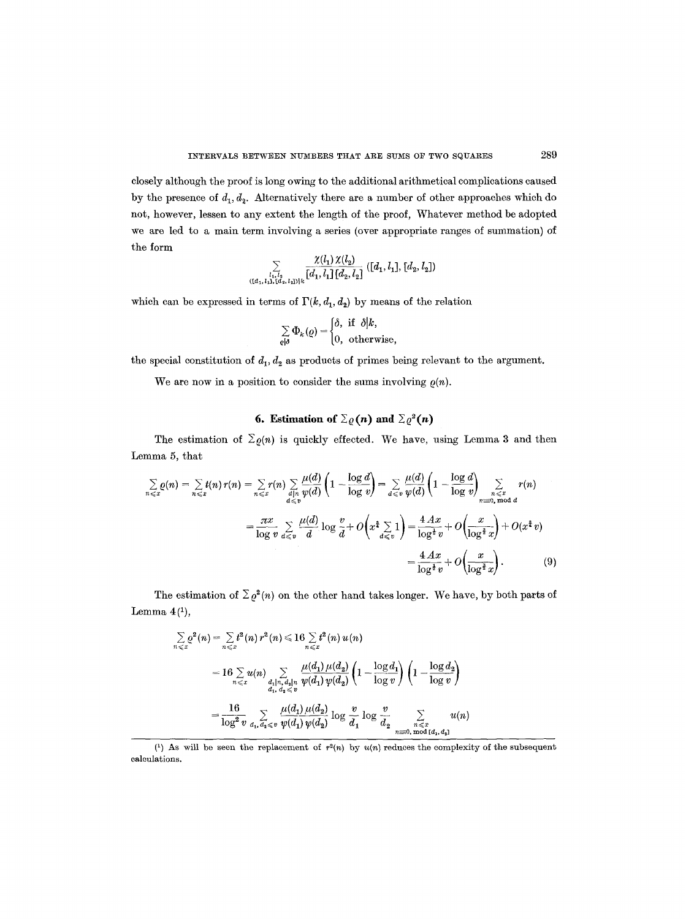closely although the proof is long owing to the additional arithmetical complications caused by the presence of $d_1, d_2$. Alternatively there are a number of other approaches which do not, however, lessen to any extent the length of the proof, Whatever method be adopted we are led to a main term involving a series (over appropriate ranges of summation) of the form

$$\sum_{\substack{l_1, l_2 \\ ([d_1, l_1], [d_2, l_2]) | k}} \frac{\chi(l_1)\chi(l_2)}{[d_1, l_1][d_2, l_2]} ([d_1, l_1], [d_2, l_2])$$

which can be expressed in terms of $\Gamma(k, d_1, d_2)$ by means of the relation

$$\sum_{\varrho | \delta} \Phi_k(\varrho) = \begin{cases} \delta, & \text{if } \delta | k, \\ 0, & \text{otherwise,} \end{cases}$$

the special constitution of $d_1, d_2$ as products of primes being relevant to the argument.

We are now in a position to consider the sums involving $\varrho(n)$.

## 6. Estimation of $\Sigma \varrho(n)$ and $\Sigma \varrho^2(n)$

The estimation of $\Sigma \varrho(n)$ is quickly effected. We have, using Lemma 3 and then Lemma 5, that

$$\begin{aligned}
\sum_{n \leqslant x} \varrho(n) = \sum_{n \leqslant x} t(n) r(n) &= \sum_{n \leqslant x} r(n) \sum_{\substack{d | n \\ d \leqslant v}} \frac{\mu(d)}{\psi(d)} \left(1 - \frac{\log d}{\log v}\right) = \sum_{d \leqslant v} \frac{\mu(d)}{\psi(d)} \left(1 - \frac{\log d}{\log v}\right) \sum_{\substack{n \leqslant x \\ n \equiv 0, \bmod d}} r(n) \\
&= \frac{\pi x}{\log v} \sum_{d \leqslant v} \frac{\mu(d)}{d} \log \frac{v}{d} + O\left(x^{\frac{1}{3}} \sum_{d \leqslant v} 1\right) = \frac{4Ax}{\log^{\frac{1}{2}} v} + O\left(\frac{x}{\log^{\frac{3}{2}} x}\right) + O(x^{\frac{1}{3}} v) \\
&= \frac{4Ax}{\log^{\frac{1}{2}} v} + O\left(\frac{x}{\log^{\frac{3}{2}} x}\right). \qquad (9)
\end{aligned}$$

The estimation of $\Sigma \varrho^2(n)$ on the other hand takes longer. We have, by both parts of Lemma 4[1],

$$\begin{aligned}
\sum_{n \leqslant x} \varrho^2(n) &= \sum_{n \leqslant x} t^2(n) r^2(n) \leqslant 16 \sum_{n \leqslant x} t^2(n) u(n) \\
&= 16 \sum_{n \leqslant x} u(n) \sum_{\substack{d_1 | n, d_2 | n \\ d_1, d_2 \leqslant v}} \frac{\mu(d_1)\mu(d_2)}{\psi(d_1)\psi(d_2)} \left(1 - \frac{\log d_1}{\log v}\right)\left(1 - \frac{\log d_2}{\log v}\right) \\
&= \frac{16}{\log^2 v} \sum_{d_1, d_2 \leqslant v} \frac{\mu(d_1)\mu(d_2)}{\psi(d_1)\psi(d_2)} \log \frac{v}{d_1} \log \frac{v}{d_2} \sum_{\substack{n \leqslant x \\ n \equiv 0, \bmod [d_1, d_2]}} u(n)
\end{aligned}$$

[1] As will be seen the replacement of $r^2(n)$ by $u(n)$ reduces the complexity of the subsequent calculations.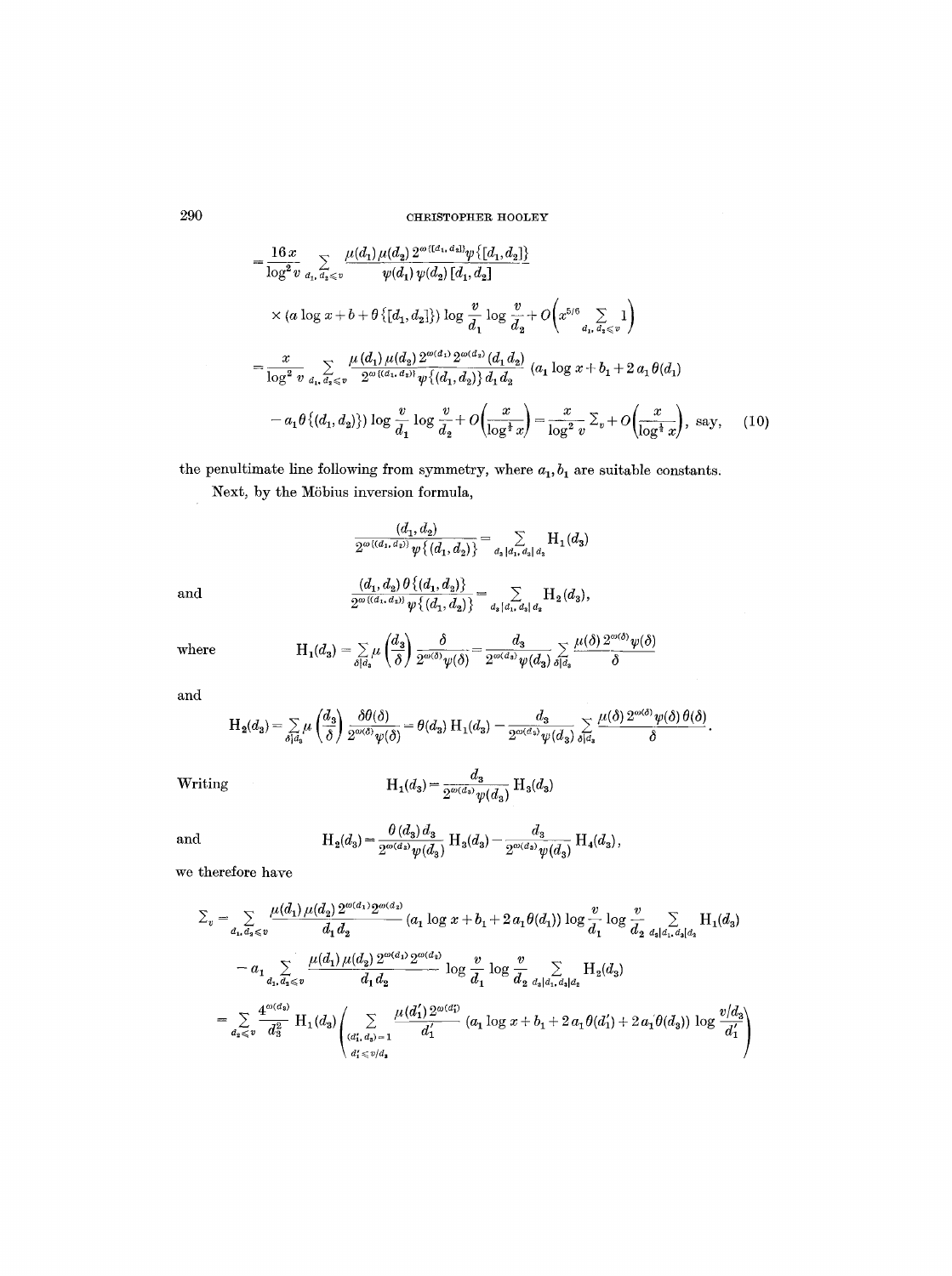$$
= \frac{16x}{\log^2 v} \sum_{d_1, d_2 \leqslant v} \frac{\mu(d_1)\mu(d_2)\, 2^{\omega([d_1, d_2])}\psi\{[d_1, d_2]\}}{\psi(d_1)\,\psi(d_2)\,[d_1, d_2]}
$$

$$
\times (a \log x + b + \theta\{[d_1, d_2]\}) \log \frac{v}{d_1} \log \frac{v}{d_2} + O\Big(x^{5/6} \sum_{d_1, d_2 \leqslant v} 1\Big)
$$

$$
= \frac{x}{\log^2 v} \sum_{d_1, d_2 \leqslant v} \frac{\mu(d_1)\mu(d_2)\, 2^{\omega(d_1)} 2^{\omega(d_2)}\,(d_1, d_2)}{2^{\omega\{(d_1, d_2)\}}\psi\{(d_1, d_2)\}\, d_1 d_2} \,(a_1 \log x + b_1 + 2\,a_1\,\theta(d_1)
$$

$$
- a_1 \theta\{(d_1, d_2)\}) \log \frac{v}{d_1} \log \frac{v}{d_2} + O\Big(\frac{x}{\log^{\frac{1}{2}} x}\Big) = \frac{x}{\log^2 v} \Sigma_v + O\Big(\frac{x}{\log^{\frac{1}{2}} x}\Big), \text{ say,} \tag{10}
$$

the penultimate line following from symmetry, where $a_1, b_1$ are suitable constants.

Next, by the Möbius inversion formula,

$$
\frac{(d_1, d_2)}{2^{\omega\{(d_1, d_2)\}}\psi\{(d_1, d_2)\}} = \sum_{d_3 | d_1,\, d_3 | d_2} \mathrm{H}_1(d_3)
$$

and

$$
\frac{(d_1, d_2)\,\theta\{(d_1, d_2)\}}{2^{\omega\{(d_1, d_2)\}}\psi\{(d_1, d_2)\}} = \sum_{d_3 | d_1,\, d_3 | d_2} \mathrm{H}_2(d_3),
$$

where

$$
\mathrm{H}_1(d_3) = \sum_{\delta | d_3} \mu\Big(\frac{d_3}{\delta}\Big) \frac{\delta}{2^{\omega(\delta)}\psi(\delta)} = \frac{d_3}{2^{\omega(d_3)}\psi(d_3)} \sum_{\delta | d_3} \frac{\mu(\delta)\, 2^{\omega(\delta)}\psi(\delta)}{\delta}
$$

and

$$
\mathrm{H}_2(d_3) = \sum_{\delta | d_3} \mu\Big(\frac{d_3}{\delta}\Big) \frac{\delta\theta(\delta)}{2^{\omega(\delta)}\psi(\delta)} = \theta(d_3)\, \mathrm{H}_1(d_3) - \frac{d_3}{2^{\omega(d_3)}\psi(d_3)} \sum_{\delta | d_3} \frac{\mu(\delta)\, 2^{\omega(\delta)}\psi(\delta)\,\theta(\delta)}{\delta}.
$$

Writing

$$
\mathrm{H}_1(d_3) = \frac{d_3}{2^{\omega(d_3)}\psi(d_3)} \mathrm{H}_3(d_3)
$$

and

$$
\mathrm{H}_2(d_3) = \frac{\theta(d_3)\, d_3}{2^{\omega(d_3)}\psi(d_3)} \mathrm{H}_3(d_3) - \frac{d_3}{2^{\omega(d_3)}\psi(d_3)} \mathrm{H}_4(d_3),
$$

we therefore have

$$
\Sigma_v = \sum_{d_1, d_2 \leqslant v} \frac{\mu(d_1)\mu(d_2)\, 2^{\omega(d_1)} 2^{\omega(d_2)}}{d_1 d_2} (a_1 \log x + b_1 + 2\,a_1\,\theta(d_1)) \log \frac{v}{d_1} \log \frac{v}{d_2} \sum_{d_3 | d_1,\, d_3 | d_2} \mathrm{H}_1(d_3)
$$

$$
- a_1 \sum_{d_1, d_2 \leqslant v} \frac{\mu(d_1)\mu(d_2)\, 2^{\omega(d_1)} 2^{\omega(d_2)}}{d_1 d_2} \log \frac{v}{d_1} \log \frac{v}{d_2} \sum_{d_3 | d_1,\, d_3 | d_2} \mathrm{H}_2(d_3)
$$

$$
= \sum_{d_3 \leqslant v} \frac{4^{\omega(d_3)}}{d_3^2} \mathrm{H}_1(d_3) \Bigg( \sum_{\substack{(d_1', d_3) = 1 \\ d_1' \leqslant v/d_3}} \frac{\mu(d_1')\, 2^{\omega(d_1')}}{d_1'} (a_1 \log x + b_1 + 2\,a_1\,\theta(d_1') + 2\,a_1\,\theta(d_3)) \log \frac{v/d_3}{d_1'} \Bigg)
$$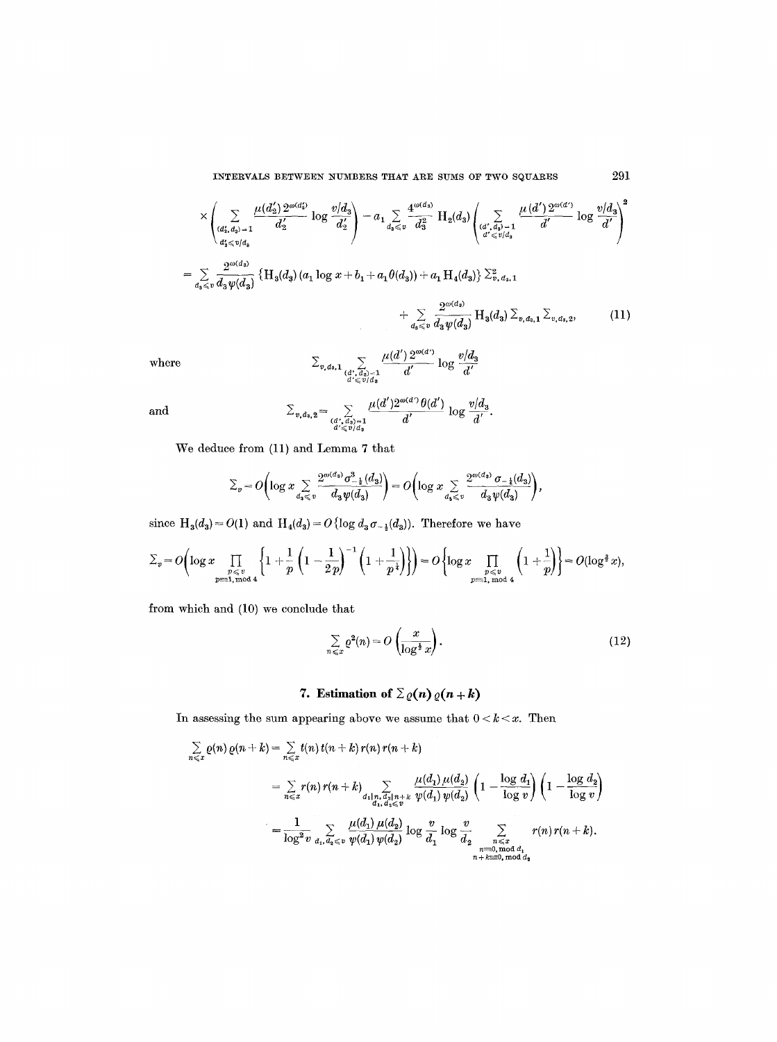$$\times\left(\sum_{\substack{(d_2', d_3)=1 \\ d_2' \leqslant v/d_3}} \frac{\mu(d_2')\, 2^{\omega(d_2')}}{d_2'} \log \frac{v/d_3}{d_2'}\right) - a_1 \sum_{d_3 \leqslant v} \frac{4^{\omega(d_3)}}{d_3^2} \mathrm{H}_2(d_3) \left(\sum_{\substack{(d', d_3)=1 \\ d' \leqslant v/d_3}} \frac{\mu(d')\, 2^{\omega(d')}}{d'} \log \frac{v/d_3}{d'}\right)^2$$

$$= \sum_{d_3 \leqslant v} \frac{2^{\omega(d_3)}}{d_3 \psi(d_3)} \{\mathrm{H}_3(d_3)\,(a_1 \log x + b_1 + a_1 \theta(d_3)) + a_1 \mathrm{H}_4(d_3)\} \Sigma_{v,d_3,1}^2$$

$$+ \sum_{d_3 \leqslant v} \frac{2^{\omega(d_3)}}{d_3 \psi(d_3)} \mathrm{H}_3(d_3)\, \Sigma_{v,d_3,1}\, \Sigma_{v,d_3,2}, \tag{11}$$

where
$$\Sigma_{v,d_3,1} \sum_{\substack{(d', d_3)=1 \\ d' \leqslant v/d_3}} \frac{\mu(d')\, 2^{\omega(d')}}{d'} \log \frac{v/d_3}{d'}$$

and
$$\Sigma_{v,d_3,2} = \sum_{\substack{(d', d_3)=1 \\ d' \leqslant v/d_3}} \frac{\mu(d') 2^{\omega(d')} \theta(d')}{d'} \log \frac{v/d_3}{d'}.$$

We deduce from (11) and Lemma 7 that

$$\Sigma_v = O\left(\log x \sum_{d_3 \leqslant v} \frac{2^{\omega(d_3)} \sigma_{-\frac{1}{2}}^3(d_3)}{d_3 \psi(d_3)}\right) = O\left(\log x \sum_{d_3 \leqslant v} \frac{2^{\omega(d_3)} \sigma_{-\frac{1}{2}}(d_3)}{d_3 \psi(d_3)}\right),$$

since $\mathrm{H}_3(d_3) = O(1)$ and $\mathrm{H}_4(d_3) = O\{\log d_3\, \sigma_{-\frac{1}{2}}(d_3)\}$. Therefore we have

$$\Sigma_v = O\left(\log x \prod_{\substack{p \leqslant v \\ p \equiv 1, \bmod 4}} \left\{1 + \frac{1}{p}\left(1 - \frac{1}{2p}\right)^{-1}\left(1 + \frac{1}{p^{\frac{1}{2}}}\right)\right\}\right) = O\left\{\log x \prod_{\substack{p \leqslant v \\ p \equiv 1, \bmod 4}} \left(1 + \frac{1}{p}\right)\right\} = O(\log^{\frac{3}{2}} x),$$

from which and (10) we conclude that

$$\sum_{n \leqslant x} \varrho^2(n) = O\left(\frac{x}{\log^{\frac{1}{2}} x}\right). \tag{12}$$

## 7. Estimation of $\Sigma\, \varrho(n)\, \varrho(n+k)$

In assessing the sum appearing above we assume that $0 < k < x$. Then

$$\sum_{n \leqslant x} \varrho(n)\, \varrho(n+k) = \sum_{n \leqslant x} t(n)\, t(n+k)\, r(n)\, r(n+k)$$

$$= \sum_{n \leqslant x} r(n)\, r(n+k) \sum_{\substack{d_1 | n,\, d_2 | n+k \\ d_1, d_2 \leqslant v}} \frac{\mu(d_1)\, \mu(d_2)}{\psi(d_1)\, \psi(d_2)} \left(1 - \frac{\log d_1}{\log v}\right)\left(1 - \frac{\log d_2}{\log v}\right)$$

$$= \frac{1}{\log^2 v} \sum_{d_1, d_2 \leqslant v} \frac{\mu(d_1)\, \mu(d_2)}{\psi(d_1)\, \psi(d_2)} \log \frac{v}{d_1} \log \frac{v}{d_2} \sum_{\substack{n \leqslant x \\ n \equiv 0, \bmod d_1 \\ n+k \equiv 0, \bmod d_2}} r(n)\, r(n+k).$$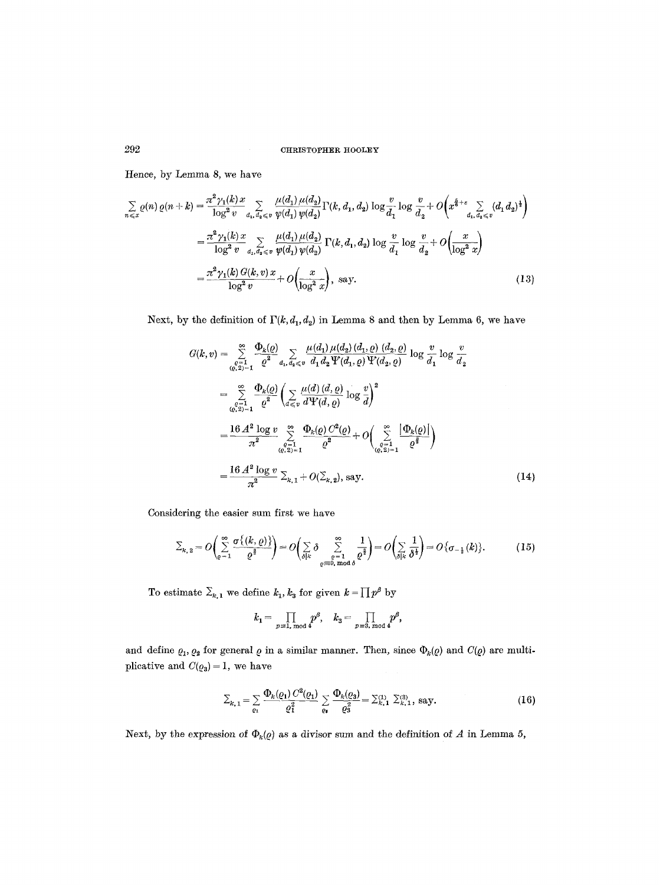Hence, by Lemma 8, we have

$$\sum_{n\leqslant x} \varrho(n)\,\varrho(n+k) = \frac{\pi^2\gamma_1(k)\,x}{\log^2 v} \sum_{d_1,d_2\leqslant v} \frac{\mu(d_1)\,\mu(d_2)}{\psi(d_1)\,\psi(d_2)}\Gamma(k,d_1,d_2)\log\frac{v}{d_1}\log\frac{v}{d_2} + O\Big(x^{\frac{5}{6}+\varepsilon}\sum_{d_1,d_2\leqslant v}(d_1 d_2)^{\frac{1}{2}}\Big)$$

$$= \frac{\pi^2\gamma_1(k)\,x}{\log^2 v} \sum_{d_1,d_2\leqslant v} \frac{\mu(d_1)\,\mu(d_2)}{\psi(d_1)\,\psi(d_2)}\Gamma(k,d_1,d_2)\log\frac{v}{d_1}\log\frac{v}{d_2} + O\Big(\frac{x}{\log^2 x}\Big)$$

$$= \frac{\pi^2\gamma_1(k)\,G(k,v)\,x}{\log^2 v} + O\Big(\frac{x}{\log^2 x}\Big), \text{ say.} \tag{13}$$

Next, by the definition of $\Gamma(k,d_1,d_2)$ in Lemma 8 and then by Lemma 6, we have

$$G(k,v) = \sum_{\substack{\varrho=1\\(\varrho,2)=1}}^{\infty} \frac{\Phi_k(\varrho)}{\varrho^2} \sum_{d_1,d_2\leqslant v} \frac{\mu(d_1)\,\mu(d_2)\,(d_1,\varrho)\,(d_2,\varrho)}{d_1 d_2 \Psi(d_1,\varrho)\,\Psi(d_2,\varrho)}\log\frac{v}{d_1}\log\frac{v}{d_2}$$

$$= \sum_{\substack{\varrho=1\\(\varrho,2)=1}}^{\infty} \frac{\Phi_k(\varrho)}{\varrho^2}\Big(\sum_{d\leqslant v}\frac{\mu(d)\,(d,\varrho)}{d\Psi(d,\varrho)}\log\frac{v}{d}\Big)^2$$

$$= \frac{16A^2\log v}{\pi^2}\sum_{\substack{\varrho=1\\(\varrho,2)=1}}^{\infty}\frac{\Phi_k(\varrho)\,C^2(\varrho)}{\varrho^2} + O\Big(\sum_{\substack{\varrho=1\\(\varrho,2)=1}}^{\infty}\frac{|\Phi_k(\varrho)|}{\varrho^{\frac{3}{2}}}\Big)$$

$$= \frac{16A^2\log v}{\pi^2}\Sigma_{k,1} + O(\Sigma_{k,2}), \text{ say.} \tag{14}$$

Considering the easier sum first we have

$$\Sigma_{k,2} = O\Big(\sum_{\varrho=1}^{\infty}\frac{\sigma\{(k,\varrho)\}}{\varrho^{\frac{3}{2}}}\Big) = O\Big(\sum_{\delta|k}\delta\sum_{\substack{\varrho=1\\ \varrho\equiv 0,\,\mathrm{mod}\,\delta}}^{\infty}\frac{1}{\varrho^{\frac{3}{2}}}\Big) = O\Big(\sum_{\delta|k}\frac{1}{\delta^{\frac{1}{2}}}\Big) = O\{\sigma_{-\frac{1}{2}}(k)\}. \tag{15}$$

To estimate $\Sigma_{k,1}$ we define $k_1, k_3$ for given $k=\prod p^\beta$ by

$$k_1 = \prod_{p\equiv 1,\,\mathrm{mod}\,4} p^\beta, \quad k_3 = \prod_{p\equiv 3,\,\mathrm{mod}\,4} p^\beta,$$

and define $\varrho_1, \varrho_2$ for general $\varrho$ in a similar manner. Then, since $\Phi_k(\varrho)$ and $C(\varrho)$ are multiplicative and $C(\varrho_3)=1$, we have

$$\Sigma_{k,1} = \sum_{\varrho_1}\frac{\Phi_k(\varrho_1)\,C^2(\varrho_1)}{\varrho_1^2}\sum_{\varrho_3}\frac{\Phi_k(\varrho_3)}{\varrho_3^2} = \Sigma_{k,1}^{(1)}\,\Sigma_{k,1}^{(3)}, \text{ say.} \tag{16}$$

Next, by the expression of $\Phi_k(\varrho)$ as a divisor sum and the definition of $A$ in Lemma 5,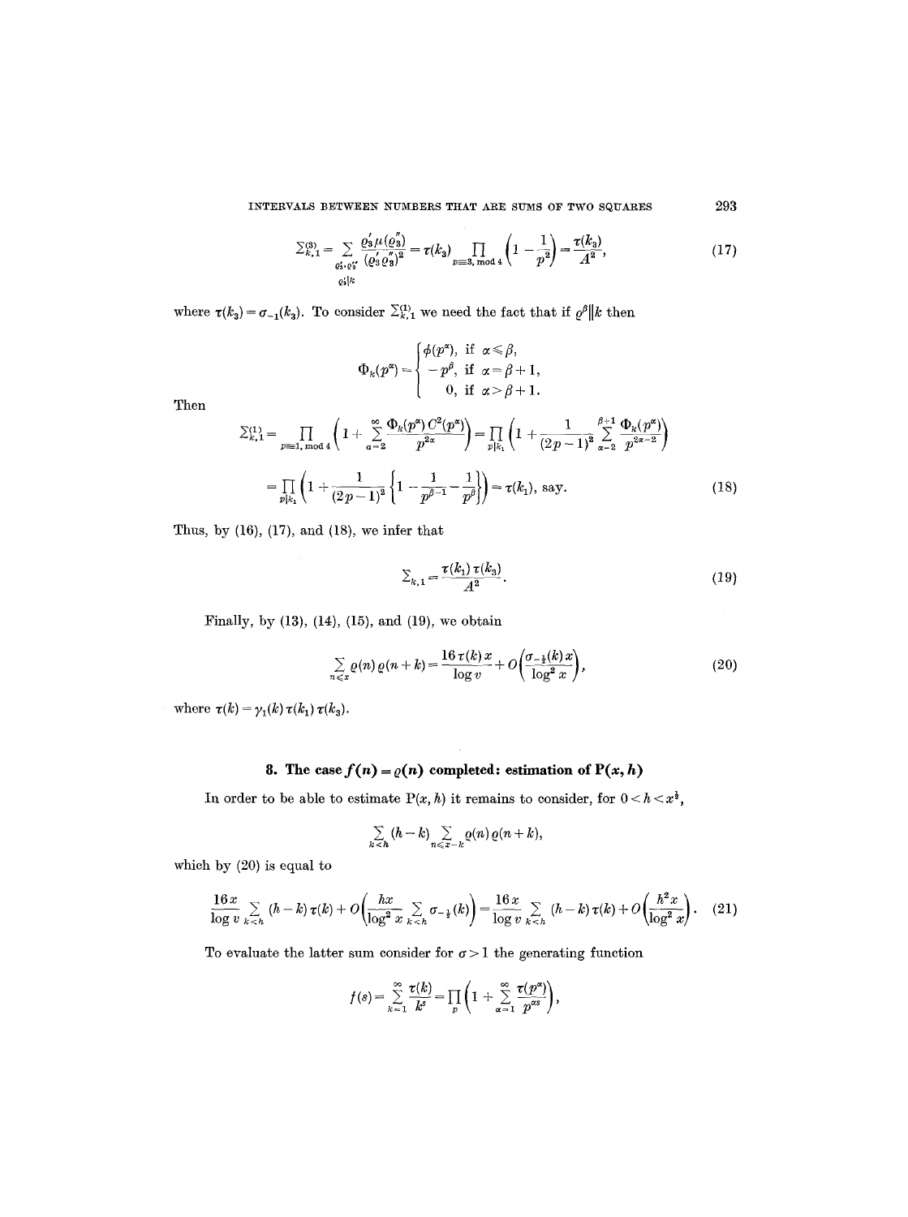$$\Sigma^{(3)}_{k,1} = \sum_{\substack{\varrho_3', \varrho_3'' \\ \varrho_3' | k}} \frac{\varrho_3' \mu(\varrho_3'')}{(\varrho_3' \varrho_3'')^2} = \tau(k_3) \prod_{p \equiv 3, \bmod 4} \left(1 - \frac{1}{p^2}\right) = \frac{\tau(k_3)}{A^2}, \tag{17}$$

where $\tau(k_3) = \sigma_{-1}(k_3)$. To consider $\Sigma^{(1)}_{k,1}$ we need the fact that if $\varrho^\beta \| k$ then

$$\Phi_k(p^\alpha) = \begin{cases} \phi(p^\alpha), & \text{if } \alpha \leqslant \beta, \\ -p^\beta, & \text{if } \alpha = \beta + 1, \\ 0, & \text{if } \alpha > \beta + 1. \end{cases}$$

Then

$$\Sigma^{(1)}_{k,1} = \prod_{p \equiv 1, \bmod 4} \left(1 + \sum_{\alpha=2}^{\infty} \frac{\Phi_k(p^\alpha)\, C^2(p^\alpha)}{p^{2\alpha}}\right) = \prod_{p | k_1} \left(1 + \frac{1}{(2p-1)^2} \sum_{\alpha=2}^{\beta+1} \frac{\Phi_k(p^\alpha)}{p^{2\alpha-2}}\right)$$

$$= \prod_{p | k_1} \left(1 + \frac{1}{(2p-1)^2} \left\{1 - \frac{1}{p^{\beta-1}} - \frac{1}{p^\beta}\right\}\right) = \tau(k_1), \text{ say.} \tag{18}$$

Thus, by (16), (17), and (18), we infer that

$$\Sigma_{k,1} = \frac{\tau(k_1)\, \tau(k_3)}{A^2}. \tag{19}$$

Finally, by (13), (14), (15), and (19), we obtain

$$\sum_{n \leqslant x} \varrho(n)\, \varrho(n+k) = \frac{16\, \tau(k)\, x}{\log v} + O\left(\frac{\sigma_{-\frac{1}{2}}(k)\, x}{\log^2 x}\right), \tag{20}$$

where $\tau(k) = \gamma_1(k)\, \tau(k_1)\, \tau(k_3)$.

## 8. The case $f(n) = \varrho(n)$ completed: estimation of $\mathrm{P}(x, h)$

In order to be able to estimate $\mathrm{P}(x, h)$ it remains to consider, for $0 < h < x^{\frac{1}{2}}$,

$$\sum_{k < h} (h - k) \sum_{n \leqslant x - k} \varrho(n)\, \varrho(n+k),$$

which by (20) is equal to

$$\frac{16x}{\log v} \sum_{k < h} (h - k)\, \tau(k) + O\left(\frac{hx}{\log^2 x} \sum_{k < h} \sigma_{-\frac{1}{2}}(k)\right) = \frac{16x}{\log v} \sum_{k < h} (h - k)\, \tau(k) + O\left(\frac{h^2 x}{\log^2 x}\right). \tag{21}$$

To evaluate the latter sum consider for $\sigma > 1$ the generating function

$$f(s) = \sum_{k=1}^{\infty} \frac{\tau(k)}{k^s} = \prod_p \left(1 + \sum_{\alpha=1}^{\infty} \frac{\tau(p^\alpha)}{p^{\alpha s}}\right),$$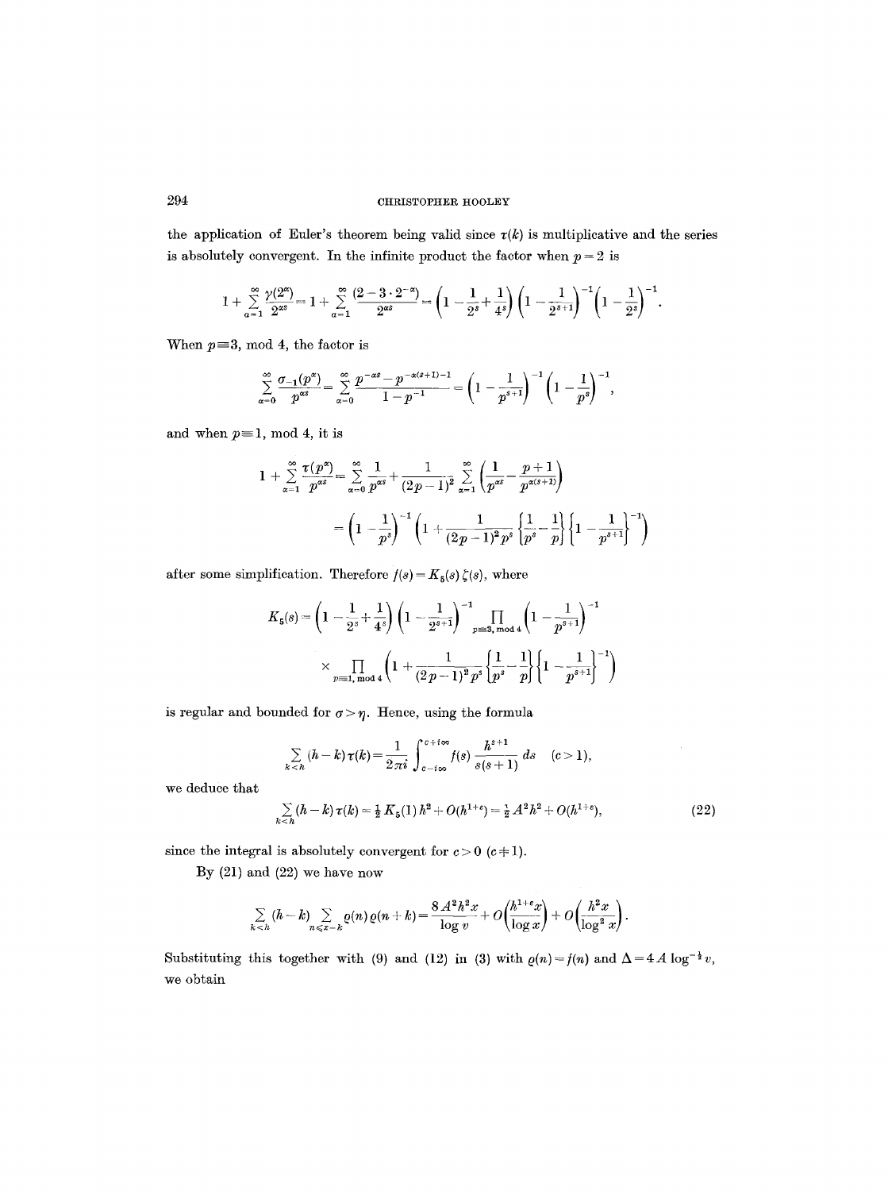the application of Euler's theorem being valid since $\tau(k)$ is multiplicative and the series is absolutely convergent. In the infinite product the factor when $p=2$ is

$$1+\sum_{\alpha=1}^{\infty}\frac{\gamma(2^\alpha)}{2^{\alpha s}}=1+\sum_{\alpha=1}^{\infty}\frac{(2-3\cdot 2^{-\alpha})}{2^{\alpha s}}=\left(1-\frac{1}{2^s}+\frac{1}{4^s}\right)\left(1-\frac{1}{2^{s+1}}\right)^{-1}\left(1-\frac{1}{2^s}\right)^{-1}.$$

When $p\equiv 3$, mod 4, the factor is

$$\sum_{\alpha=0}^{\infty}\frac{\sigma_{-1}(p^\alpha)}{p^{\alpha s}}=\sum_{\alpha=0}^{\infty}\frac{p^{-\alpha s}-p^{-\alpha(s+1)-1}}{1-p^{-1}}=\left(1-\frac{1}{p^{s+1}}\right)^{-1}\left(1-\frac{1}{p^s}\right)^{-1},$$

and when $p\equiv 1$, mod 4, it is

$$\begin{aligned}1+\sum_{\alpha=1}^{\infty}\frac{\tau(p^\alpha)}{p^{\alpha s}}&=\sum_{\alpha=0}^{\infty}\frac{1}{p^{\alpha s}}+\frac{1}{(2p-1)^2}\sum_{\alpha=1}^{\infty}\left(\frac{1}{p^{\alpha s}}-\frac{p+1}{p^{\alpha(s+1)}}\right)\\&=\left(1-\frac{1}{p^s}\right)^{-1}\left(1+\frac{1}{(2p-1)^2p^s}\left\{\frac{1}{p^s}-\frac{1}{p}\right\}\left\{1-\frac{1}{p^{s+1}}\right\}^{-1}\right)\end{aligned}$$

after some simplification. Therefore $f(s)=K_5(s)\,\zeta(s)$, where

$$\begin{aligned}K_5(s)=&\left(1-\frac{1}{2^s}+\frac{1}{4^s}\right)\left(1-\frac{1}{2^{s+1}}\right)^{-1}\prod_{p\equiv 3,\ \mathrm{mod}\ 4}\left(1-\frac{1}{p^{s+1}}\right)^{-1}\\&\times\prod_{p\equiv 1,\ \mathrm{mod}\ 4}\left(1+\frac{1}{(2p-1)^2p^s}\left\{\frac{1}{p^s}-\frac{1}{p}\right\}\left\{1-\frac{1}{p^{s+1}}\right\}^{-1}\right)\end{aligned}$$

is regular and bounded for $\sigma>\eta$. Hence, using the formula

$$\sum_{k<h}(h-k)\,\tau(k)=\frac{1}{2\pi i}\int_{c-i\infty}^{c+i\infty}f(s)\,\frac{h^{s+1}}{s(s+1)}\,ds\quad (c>1),$$

we deduce that

$$\sum_{k<h}(h-k)\,\tau(k)=\tfrac{1}{2}K_5(1)\,h^2+O(h^{1+\varepsilon})=\tfrac{1}{2}A^2h^2+O(h^{1+\varepsilon}),\tag{22}$$

since the integral is absolutely convergent for $c>0$ $(c\neq 1)$.

By (21) and (22) we have now

$$\sum_{k<h}(h-k)\sum_{n\leqslant x-k}\varrho(n)\,\varrho(n+k)=\frac{8A^2h^2x}{\log v}+O\left(\frac{h^{1+\varepsilon}x}{\log x}\right)+O\left(\frac{h^2x}{\log^2 x}\right).$$

Substituting this together with (9) and (12) in (3) with $\varrho(n)=f(n)$ and $\Delta=4A\log^{-\frac{1}{2}}v$, we obtain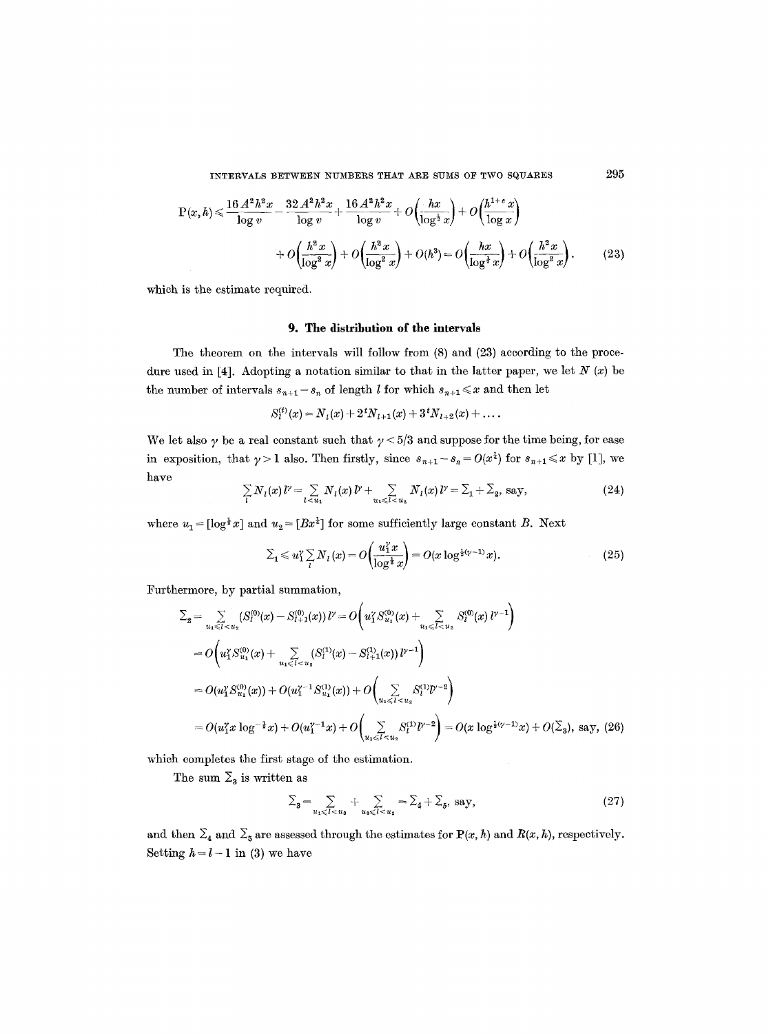$$\mathrm{P}(x,h) \leqslant \frac{16A^2h^2x}{\log v} - \frac{32A^2h^2x}{\log v} + \frac{16A^2h^2x}{\log v} + O\left(\frac{hx}{\log^{\frac{1}{2}} x}\right) + O\left(\frac{h^{1+\varepsilon}x}{\log x}\right)$$

$$+ O\left(\frac{h^2x}{\log^2 x}\right) + O\left(\frac{h^2x}{\log^2 x}\right) + O(h^3) = O\left(\frac{hx}{\log^{\frac{1}{2}} x}\right) + O\left(\frac{h^2x}{\log^2 x}\right). \tag{23}$$

which is the estimate required.

## 9. The distribution of the intervals

The theorem on the intervals will follow from (8) and (23) according to the procedure used in [4]. Adopting a notation similar to that in the latter paper, we let $N(x)$ be the number of intervals $s_{n+1} - s_n$ of length $l$ for which $s_{n+1} \leqslant x$ and then let

$$S_l^{(t)}(x) = N_l(x) + 2^t N_{l+1}(x) + 3^t N_{l+2}(x) + \dots.$$

We let also $\gamma$ be a real constant such that $\gamma < 5/3$ and suppose for the time being, for ease in exposition, that $\gamma > 1$ also. Then firstly, since $s_{n+1} - s_n = O(x^{\frac{1}{4}})$ for $s_{n+1} \leqslant x$ by [1], we have

$$\sum_l N_l(x) l^\gamma = \sum_{l < u_1} N_l(x) l^\gamma + \sum_{u_1 \leqslant l < u_2} N_l(x) l^\gamma = \Sigma_1 + \Sigma_2, \text{ say}, \tag{24}$$

where $u_1 = [\log^{\frac{1}{2}} x]$ and $u_2 = [Bx^{\frac{1}{4}}]$ for some sufficiently large constant $B$. Next

$$\Sigma_1 \leqslant u_1^\gamma \sum_l N_l(x) = O\left(\frac{u_1^\gamma x}{\log^{\frac{1}{2}} x}\right) = O(x \log^{\frac{1}{2}(\gamma-1)} x). \tag{25}$$

Furthermore, by partial summation,

$$\Sigma_2 = \sum_{u_1 \leqslant l < u_2} (S_l^{(0)}(x) - S_{l+1}^{(0)}(x)) l^\gamma = O\left(u_1^\gamma S_{u_1}^{(0)}(x) + \sum_{u_1 \leqslant l < u_2} S_l^{(0)}(x) l^{\gamma-1}\right)$$

$$= O\left(u_1^\gamma S_{u_1}^{(0)}(x) + \sum_{u_1 \leqslant l < u_2} (S_l^{(1)}(x) - S_{l+1}^{(1)}(x)) l^{\gamma-1}\right)$$

$$= O(u_1^\gamma S_{u_1}^{(0)}(x)) + O(u_1^{\gamma-1} S_{u_1}^{(1)}(x)) + O\left(\sum_{u_1 \leqslant l < u_2} S_l^{(1)} l^{\gamma-2}\right)$$

$$= O(u_1^\gamma x \log^{-\frac{1}{2}} x) + O(u_1^{\gamma-1} x) + O\left(\sum_{u_1 \leqslant l < u_2} S_l^{(1)} l^{\gamma-2}\right) = O(x \log^{\frac{1}{2}(\gamma-1)} x) + O(\Sigma_3), \text{ say}, \tag{26}$$

which completes the first stage of the estimation.

The sum $\Sigma_3$ is written as

$$\Sigma_3 = \sum_{u_1 \leqslant l < u_3} + \sum_{u_3 \leqslant l < u_2} = \Sigma_4 + \Sigma_5, \text{ say}, \tag{27}$$

and then $\Sigma_4$ and $\Sigma_5$ are assessed through the estimates for $\mathrm{P}(x,h)$ and $R(x,h)$, respectively. Setting $h = l - 1$ in (3) we have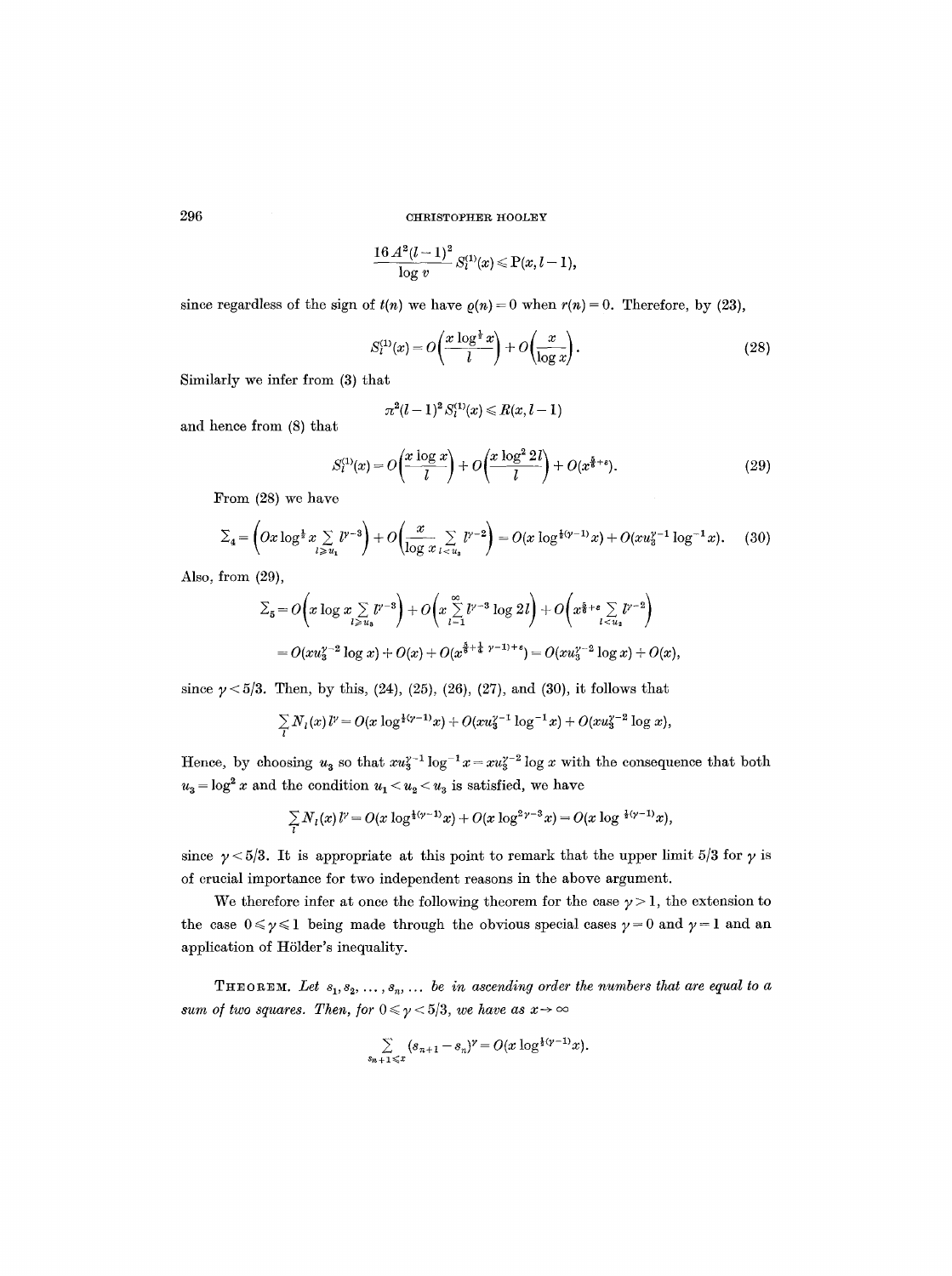$$\frac{16 A^2(l-1)^2}{\log v} S_l^{(1)}(x) \leqslant \mathrm{P}(x, l-1),$$

since regardless of the sign of $t(n)$ we have $\varrho(n)=0$ when $r(n)=0$. Therefore, by (23),

$$S_l^{(1)}(x) = O\left(\frac{x \log^{\frac{1}{2}} x}{l}\right) + O\left(\frac{x}{\log x}\right). \tag{28}$$

Similarly we infer from (3) that

$$\pi^2 (l-1)^2 S_l^{(1)}(x) \leqslant R(x, l-1)$$

and hence from (8) that

$$S_l^{(1)}(x) = O\left(\frac{x \log x}{l}\right) + O\left(\frac{x \log^2 2l}{l}\right) + O(x^{\frac{5}{6}+\varepsilon}). \tag{29}$$

From (28) we have

$$\Sigma_4 = \left(O x \log^{\frac{1}{2}} x \sum_{l \geqslant u_1} l^{\gamma-3}\right) + O\left(\frac{x}{\log x} \sum_{l < u_3} l^{\gamma-2}\right) = O(x \log^{\frac{1}{2}(\gamma-1)} x) + O(x u_3^{\gamma-1} \log^{-1} x). \tag{30}$$

Also, from (29),

$$\Sigma_5 = O\left(x \log x \sum_{l \geqslant u_3} l^{\gamma-3}\right) + O\left(x \sum_{l=1}^{\infty} l^{\gamma-3} \log 2l\right) + O\left(x^{\frac{5}{6}+\varepsilon} \sum_{l < u_2} l^{\gamma-2}\right)$$

$$= O(x u_3^{\gamma-2} \log x) + O(x) + O(x^{\frac{5}{6}+\frac{1}{4}\gamma-1)+\varepsilon}) = O(x u_3^{\gamma-2} \log x) + O(x),$$

since $\gamma < 5/3$. Then, by this, (24), (25), (26), (27), and (30), it follows that

$$\sum_l N_l(x) l^\gamma = O(x \log^{\frac{1}{2}(\gamma-1)} x) + O(x u_3^{\gamma-1} \log^{-1} x) + O(x u_3^{\gamma-2} \log x),$$

Hence, by choosing $u_3$ so that $x u_3^{\gamma-1} \log^{-1} x = x u_3^{\gamma-2} \log x$ with the consequence that both $u_3 = \log^2 x$ and the condition $u_1 < u_2 < u_3$ is satisfied, we have

$$\sum_l N_l(x) l^\gamma = O(x \log^{\frac{1}{2}(\gamma-1)} x) + O(x \log^{2\gamma-3} x) = O(x \log^{\frac{1}{2}(\gamma-1)} x),$$

since $\gamma < 5/3$. It is appropriate at this point to remark that the upper limit 5/3 for $\gamma$ is of crucial importance for two independent reasons in the above argument.

We therefore infer at once the following theorem for the case $\gamma > 1$, the extension to the case $0 \leqslant \gamma \leqslant 1$ being made through the obvious special cases $\gamma = 0$ and $\gamma = 1$ and an application of Hölder's inequality.

THEOREM. *Let $s_1, s_2, \ldots, s_n, \ldots$ be in ascending order the numbers that are equal to a sum of two squares. Then, for $0 \leqslant \gamma < 5/3$, we have as $x \to \infty$*

$$\sum_{s_{n+1} \leqslant x} (s_{n+1} - s_n)^\gamma = O(x \log^{\frac{1}{2}(\gamma-1)} x).$$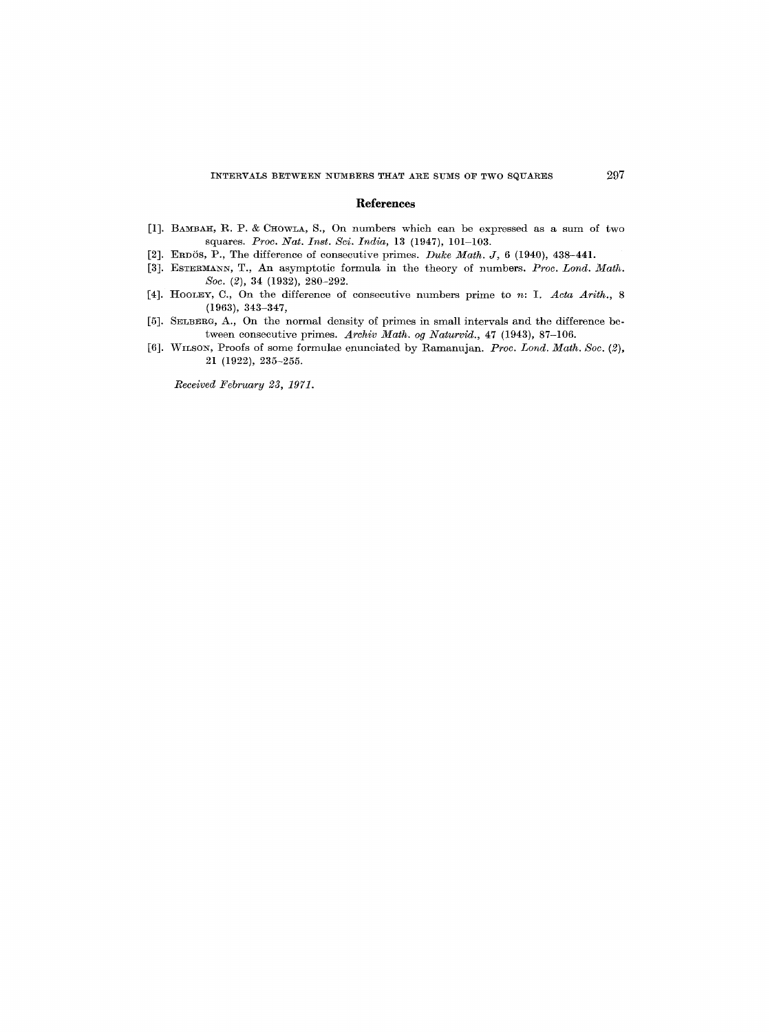## References

[1]. Bambah, R. P. & Chowla, S., On numbers which can be expressed as a sum of two squares. *Proc. Nat. Inst. Sci. India*, 13 (1947), 101–103.

[2]. Erdös, P., The difference of consecutive primes. *Duke Math. J*, 6 (1940), 438–441.

[3]. Estermann, T., An asymptotic formula in the theory of numbers. *Proc. Lond. Math. Soc.* (2), 34 (1932), 280–292.

[4]. Hooley, C., On the difference of consecutive numbers prime to $n$: I. *Acta Arith.*, 8 (1963), 343–347,

[5]. Selberg, A., On the normal density of primes in small intervals and the difference between consecutive primes. *Archiv Math. og Naturvid.*, 47 (1943), 87–106.

[6]. Wilson, Proofs of some formulae enunciated by Ramanujan. *Proc. Lond. Math. Soc.* (2), 21 (1922), 235–255.

*Received February 23, 1971.*